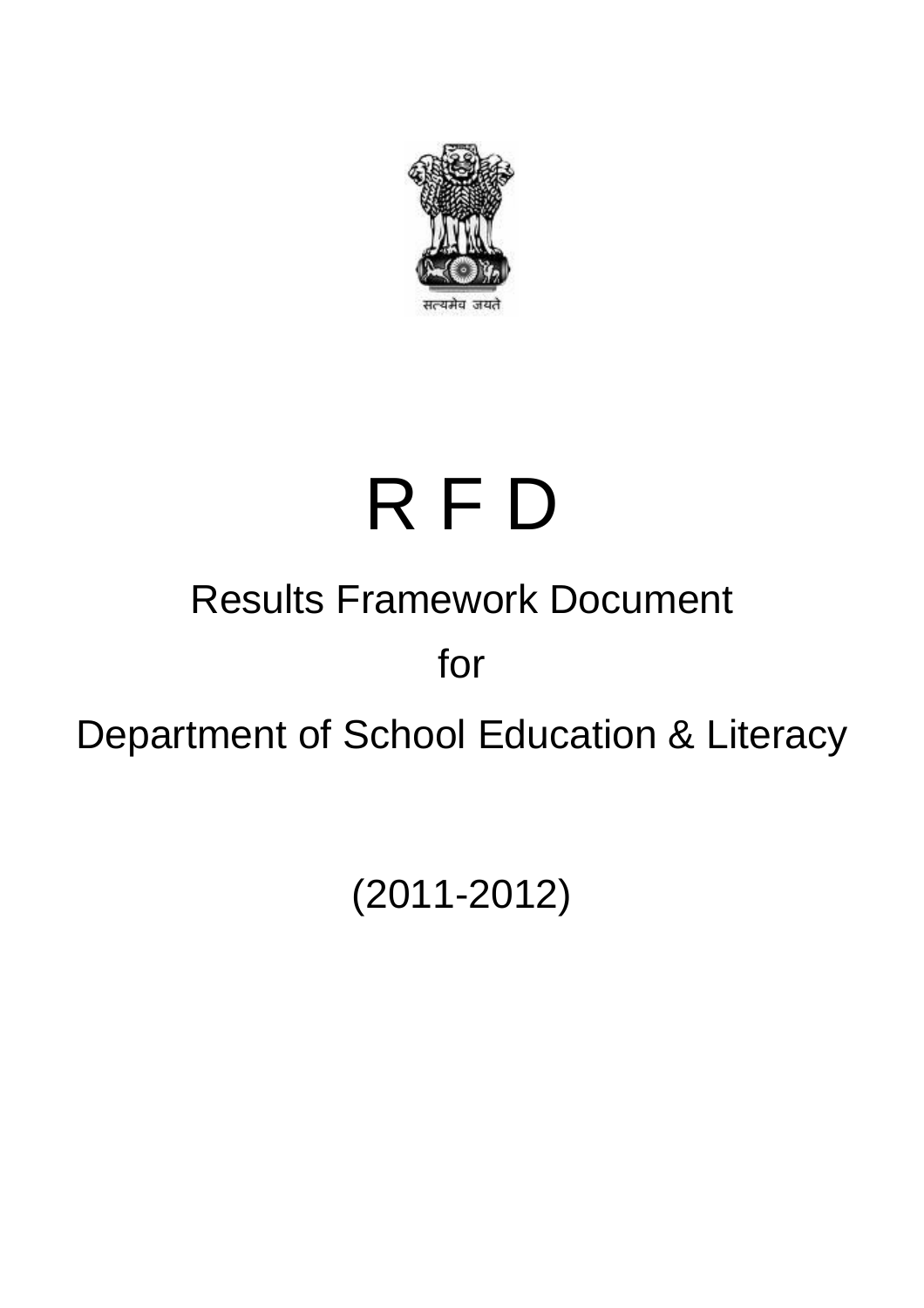सत्यमेव जयते

# R F D

## Results Framework Document

## for

## Department of School Education & Literacy

(2011-2012)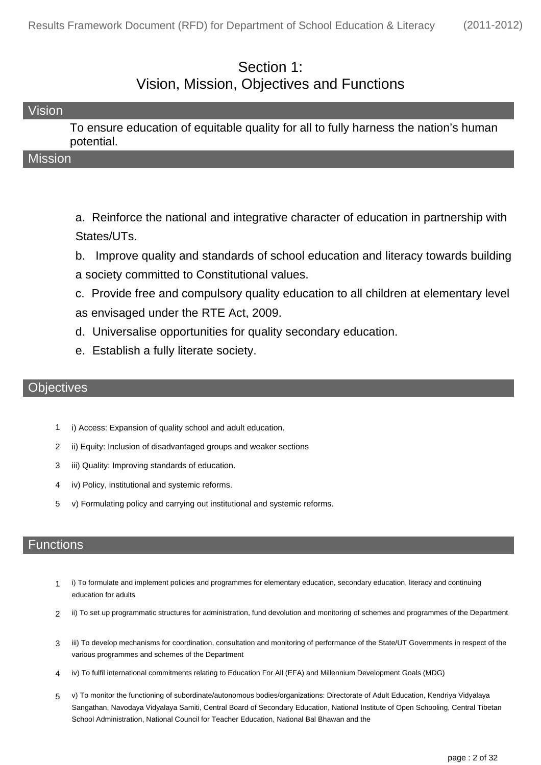# Section 1:
# Vision, Mission, Objectives and Functions

## Vision

To ensure education of equitable quality for all to fully harness the nation's human potential.

## Mission

a. Reinforce the national and integrative character of education in partnership with States/UTs.

b. Improve quality and standards of school education and literacy towards building a society committed to Constitutional values.

c. Provide free and compulsory quality education to all children at elementary level as envisaged under the RTE Act, 2009.

d. Universalise opportunities for quality secondary education.

e. Establish a fully literate society.

## Objectives

1. i) Access: Expansion of quality school and adult education.
2. ii) Equity: Inclusion of disadvantaged groups and weaker sections
3. iii) Quality: Improving standards of education.
4. iv) Policy, institutional and systemic reforms.
5. v) Formulating policy and carrying out institutional and systemic reforms.

## Functions

1. i) To formulate and implement policies and programmes for elementary education, secondary education, literacy and continuing education for adults
2. ii) To set up programmatic structures for administration, fund devolution and monitoring of schemes and programmes of the Department
3. iii) To develop mechanisms for coordination, consultation and monitoring of performance of the State/UT Governments in respect of the various programmes and schemes of the Department
4. iv) To fulfil international commitments relating to Education For All (EFA) and Millennium Development Goals (MDG)
5. v) To monitor the functioning of subordinate/autonomous bodies/organizations: Directorate of Adult Education, Kendriya Vidyalaya Sangathan, Navodaya Vidyalaya Samiti, Central Board of Secondary Education, National Institute of Open Schooling, Central Tibetan School Administration, National Council for Teacher Education, National Bal Bhawan and the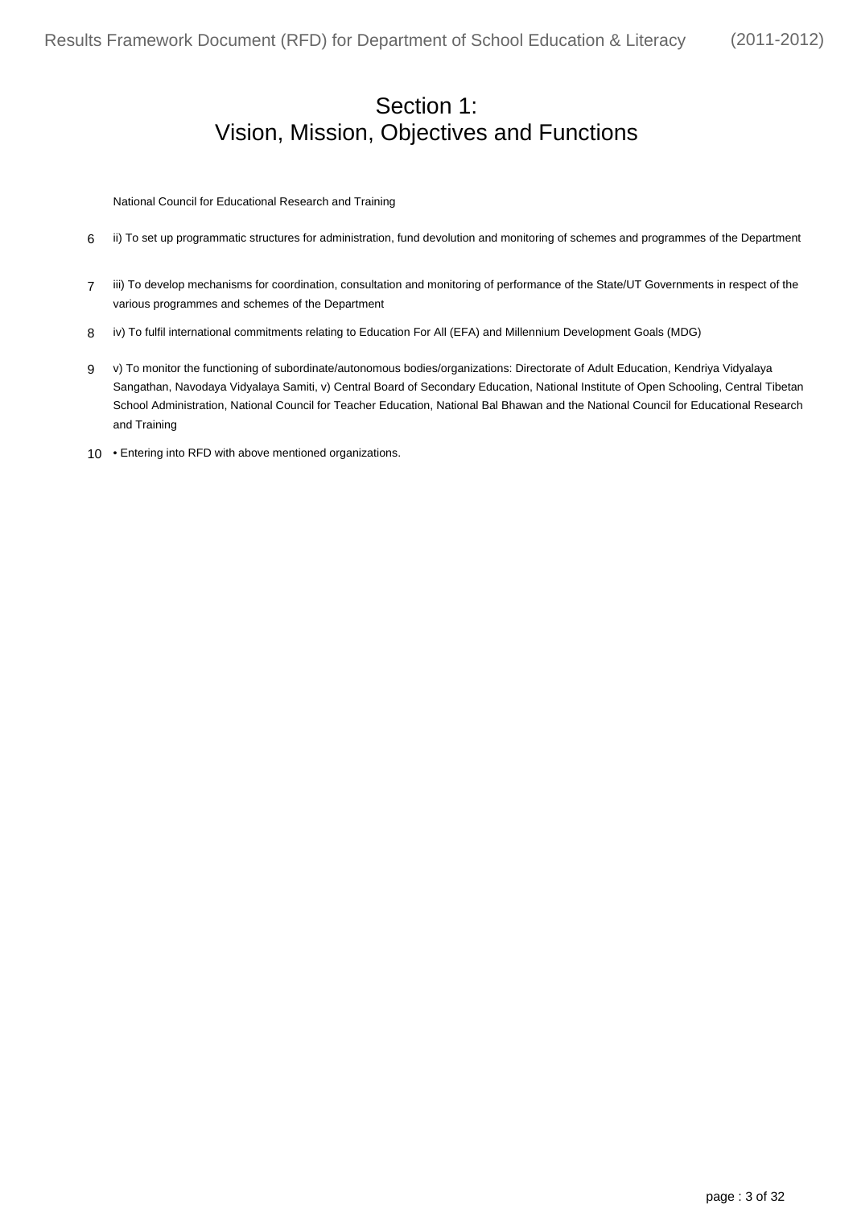## Section 1:
## Vision, Mission, Objectives and Functions

National Council for Educational Research and Training

6 ii) To set up programmatic structures for administration, fund devolution and monitoring of schemes and programmes of the Department

7 iii) To develop mechanisms for coordination, consultation and monitoring of performance of the State/UT Governments in respect of the various programmes and schemes of the Department

8 iv) To fulfil international commitments relating to Education For All (EFA) and Millennium Development Goals (MDG)

9 v) To monitor the functioning of subordinate/autonomous bodies/organizations: Directorate of Adult Education, Kendriya Vidyalaya Sangathan, Navodaya Vidyalaya Samiti, v) Central Board of Secondary Education, National Institute of Open Schooling, Central Tibetan School Administration, National Council for Teacher Education, National Bal Bhawan and the National Council for Educational Research and Training

10 • Entering into RFD with above mentioned organizations.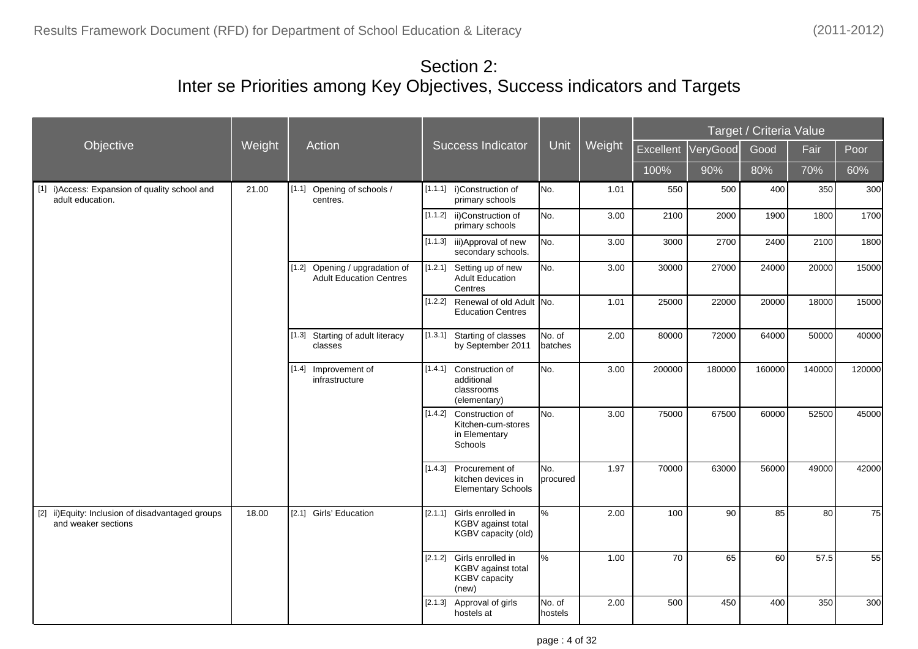# Section 2:
# Inter se Priorities among Key Objectives, Success indicators and Targets

| Objective | Weight | Action | Success Indicator | Unit | Weight | Target / Criteria Value | | | | |
|---|---|---|---|---|---|---|---|---|---|---|
| | | | | | | Excellent | VeryGood | Good | Fair | Poor |
| | | | | | | 100% | 90% | 80% | 70% | 60% |
| [1] i)Access: Expansion of quality school and adult education. | 21.00 | [1.1] Opening of schools / centres. | [1.1.1] i)Construction of primary schools | No. | 1.01 | 550 | 500 | 400 | 350 | 300 |
| | | | [1.1.2] ii)Construction of primary schools | No. | 3.00 | 2100 | 2000 | 1900 | 1800 | 1700 |
| | | | [1.1.3] iii)Approval of new secondary schools. | No. | 3.00 | 3000 | 2700 | 2400 | 2100 | 1800 |
| | | [1.2] Opening / upgradation of Adult Education Centres | [1.2.1] Setting up of new Adult Education Centres | No. | 3.00 | 30000 | 27000 | 24000 | 20000 | 15000 |
| | | | [1.2.2] Renewal of old Adult Education Centres | No. | 1.01 | 25000 | 22000 | 20000 | 18000 | 15000 |
| | | [1.3] Starting of adult literacy classes | [1.3.1] Starting of classes by September 2011 | No. of batches | 2.00 | 80000 | 72000 | 64000 | 50000 | 40000 |
| | | [1.4] Improvement of infrastructure | [1.4.1] Construction of additional classrooms (elementary) | No. | 3.00 | 200000 | 180000 | 160000 | 140000 | 120000 |
| | | | [1.4.2] Construction of Kitchen-cum-stores in Elementary Schools | No. | 3.00 | 75000 | 67500 | 60000 | 52500 | 45000 |
| | | | [1.4.3] Procurement of kitchen devices in Elementary Schools | No. procured | 1.97 | 70000 | 63000 | 56000 | 49000 | 42000 |
| [2] ii)Equity: Inclusion of disadvantaged groups and weaker sections | 18.00 | [2.1] Girls' Education | [2.1.1] Girls enrolled in KGBV against total KGBV capacity (old) | % | 2.00 | 100 | 90 | 85 | 80 | 75 |
| | | | [2.1.2] Girls enrolled in KGBV against total KGBV capacity (new) | % | 1.00 | 70 | 65 | 60 | 57.5 | 55 |
| | | | [2.1.3] Approval of girls hostels at | No. of hostels | 2.00 | 500 | 450 | 400 | 350 | 300 |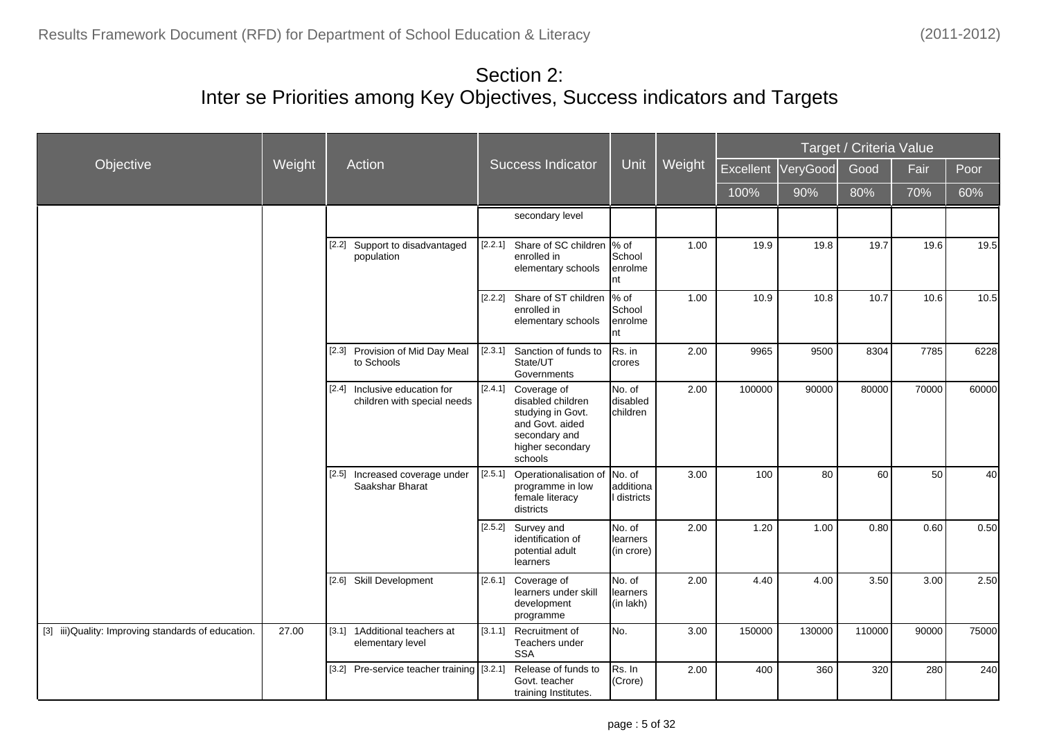# Section 2:
# Inter se Priorities among Key Objectives, Success indicators and Targets

| Objective | Weight | Action | Success Indicator | Unit | Weight | Target / Criteria Value | | | | |
|---|---|---|---|---|---|---|---|---|---|---|
| | | | | | | Excellent | VeryGood | Good | Fair | Poor |
| | | | | | | 100% | 90% | 80% | 70% | 60% |
| | | | secondary level | | | | | | | |
| | | [2.2] Support to disadvantaged population | [2.2.1] Share of SC children enrolled in elementary schools | % of School enrolment | 1.00 | 19.9 | 19.8 | 19.7 | 19.6 | 19.5 |
| | | | [2.2.2] Share of ST children enrolled in elementary schools | % of School enrolment | 1.00 | 10.9 | 10.8 | 10.7 | 10.6 | 10.5 |
| | | [2.3] Provision of Mid Day Meal to Schools | [2.3.1] Sanction of funds to State/UT Governments | Rs. in crores | 2.00 | 9965 | 9500 | 8304 | 7785 | 6228 |
| | | [2.4] Inclusive education for children with special needs | [2.4.1] Coverage of disabled children studying in Govt. and Govt. aided secondary and higher secondary schools | No. of disabled children | 2.00 | 100000 | 90000 | 80000 | 70000 | 60000 |
| | | [2.5] Increased coverage under Saakshar Bharat | [2.5.1] Operationalisation of programme in low female literacy districts | No. of additional districts | 3.00 | 100 | 80 | 60 | 50 | 40 |
| | | | [2.5.2] Survey and identification of potential adult learners | No. of learners (in crore) | 2.00 | 1.20 | 1.00 | 0.80 | 0.60 | 0.50 |
| | | [2.6] Skill Development | [2.6.1] Coverage of learners under skill development programme | No. of learners (in lakh) | 2.00 | 4.40 | 4.00 | 3.50 | 3.00 | 2.50 |
| [3] iii)Quality: Improving standards of education. | 27.00 | [3.1] 1Additional teachers at elementary level | [3.1.1] Recruitment of Teachers under SSA | No. | 3.00 | 150000 | 130000 | 110000 | 90000 | 75000 |
| | | [3.2] Pre-service teacher training | [3.2.1] Release of funds to Govt. teacher training Institutes. | Rs. In (Crore) | 2.00 | 400 | 360 | 320 | 280 | 240 |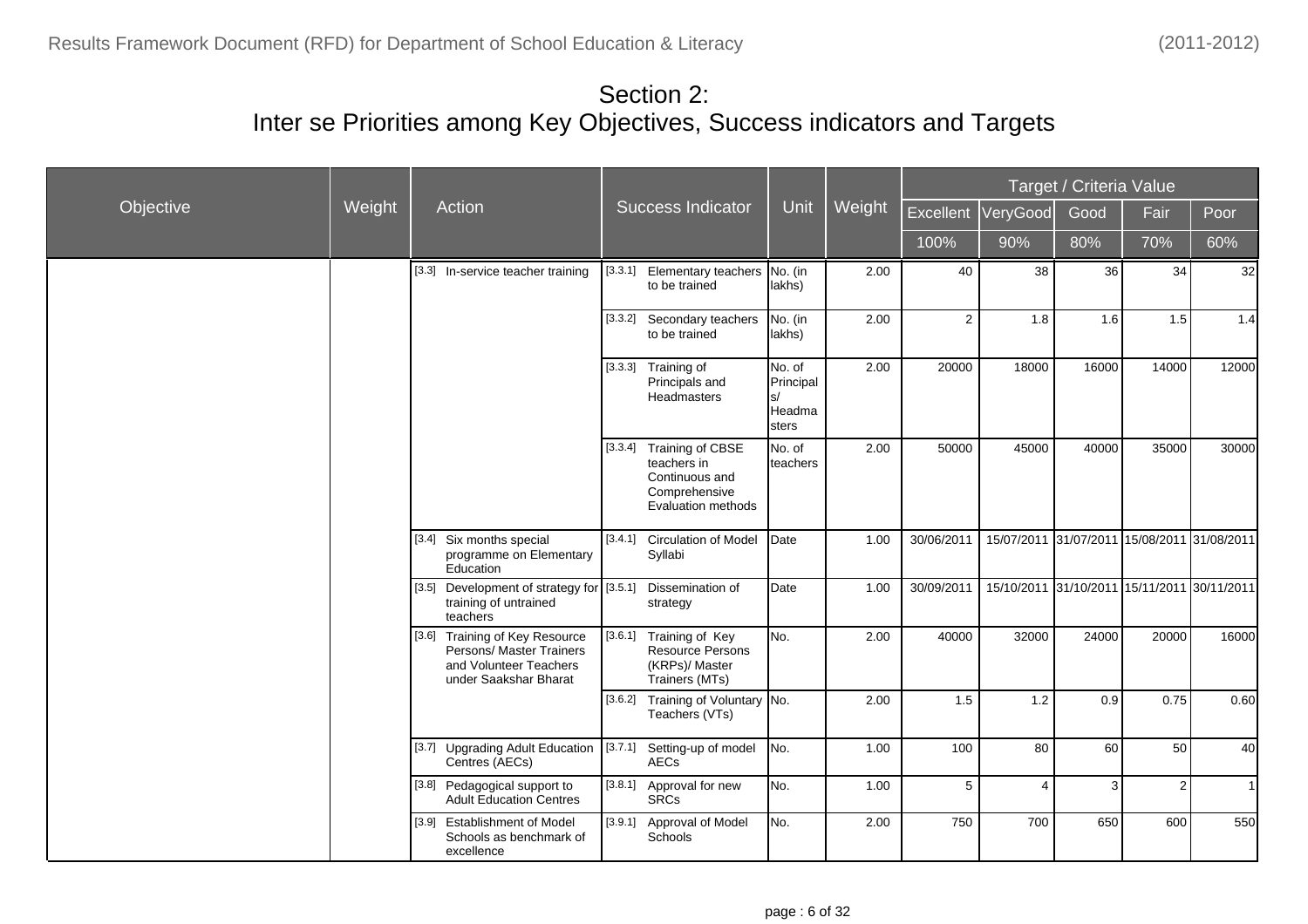# Section 2:
# Inter se Priorities among Key Objectives, Success indicators and Targets

| Objective | Weight | Action | Success Indicator | Unit | Weight | Target / Criteria Value | | | | |
|---|---|---|---|---|---|---|---|---|---|---|
| | | | | | | Excellent | VeryGood | Good | Fair | Poor |
| | | | | | | 100% | 90% | 80% | 70% | 60% |
| | | [3.3] In-service teacher training | [3.3.1] Elementary teachers to be trained | No. (in lakhs) | 2.00 | 40 | 38 | 36 | 34 | 32 |
| | | | [3.3.2] Secondary teachers to be trained | No. (in lakhs) | 2.00 | 2 | 1.8 | 1.6 | 1.5 | 1.4 |
| | | | [3.3.3] Training of Principals and Headmasters | No. of Principals/ Headmasters | 2.00 | 20000 | 18000 | 16000 | 14000 | 12000 |
| | | | [3.3.4] Training of CBSE teachers in Continuous and Comprehensive Evaluation methods | No. of teachers | 2.00 | 50000 | 45000 | 40000 | 35000 | 30000 |
| | | [3.4] Six months special programme on Elementary Education | [3.4.1] Circulation of Model Syllabi | Date | 1.00 | 30/06/2011 | 15/07/2011 | 31/07/2011 | 15/08/2011 | 31/08/2011 |
| | | [3.5] Development of strategy for training of untrained teachers | [3.5.1] Dissemination of strategy | Date | 1.00 | 30/09/2011 | 15/10/2011 | 31/10/2011 | 15/11/2011 | 30/11/2011 |
| | | [3.6] Training of Key Resource Persons/ Master Trainers and Volunteer Teachers under Saakshar Bharat | [3.6.1] Training of Key Resource Persons (KRPs)/ Master Trainers (MTs) | No. | 2.00 | 40000 | 32000 | 24000 | 20000 | 16000 |
| | | | [3.6.2] Training of Voluntary Teachers (VTs) | No. | 2.00 | 1.5 | 1.2 | 0.9 | 0.75 | 0.60 |
| | | [3.7] Upgrading Adult Education Centres (AECs) | [3.7.1] Setting-up of model AECs | No. | 1.00 | 100 | 80 | 60 | 50 | 40 |
| | | [3.8] Pedagogical support to Adult Education Centres | [3.8.1] Approval for new SRCs | No. | 1.00 | 5 | 4 | 3 | 2 | 1 |
| | | [3.9] Establishment of Model Schools as benchmark of excellence | [3.9.1] Approval of Model Schools | No. | 2.00 | 750 | 700 | 650 | 600 | 550 |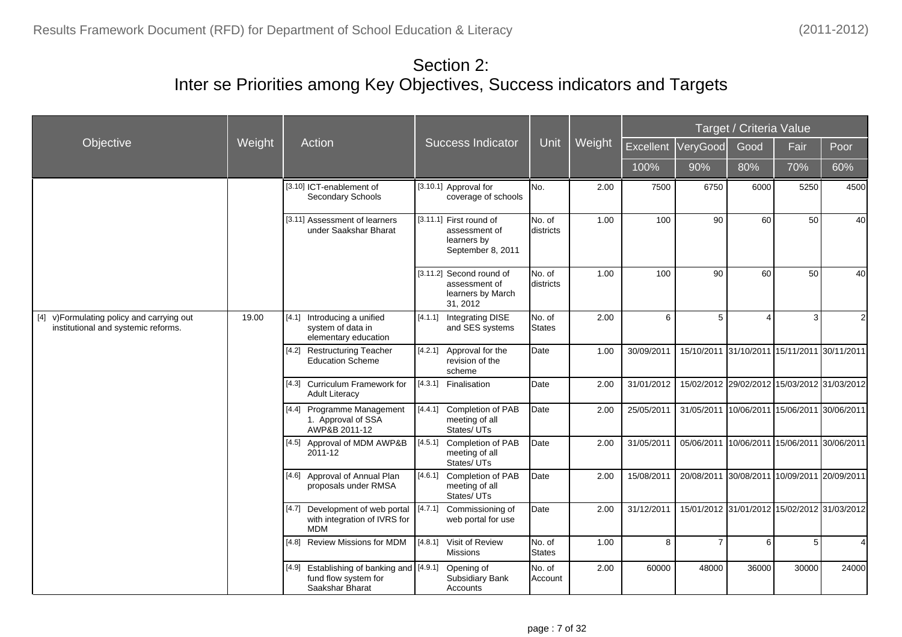# Section 2:
# Inter se Priorities among Key Objectives, Success indicators and Targets

| Objective | Weight | Action | Success Indicator | Unit | Weight | Target / Criteria Value | | | | |
|---|---|---|---|---|---|---|---|---|---|---|
| | | | | | | Excellent | VeryGood | Good | Fair | Poor |
| | | | | | | 100% | 90% | 80% | 70% | 60% |
| | | [3.10] ICT-enablement of Secondary Schools | [3.10.1] Approval for coverage of schools | No. | 2.00 | 7500 | 6750 | 6000 | 5250 | 4500 |
| | | [3.11] Assessment of learners under Saakshar Bharat | [3.11.1] First round of assessment of learners by September 8, 2011 | No. of districts | 1.00 | 100 | 90 | 60 | 50 | 40 |
| | | | [3.11.2] Second round of assessment of learners by March 31, 2012 | No. of districts | 1.00 | 100 | 90 | 60 | 50 | 40 |
| [4] v)Formulating policy and carrying out institutional and systemic reforms. | 19.00 | [4.1] Introducing a unified system of data in elementary education | [4.1.1] Integrating DISE and SES systems | No. of States | 2.00 | 6 | 5 | 4 | 3 | 2 |
| | | [4.2] Restructuring Teacher Education Scheme | [4.2.1] Approval for the revision of the scheme | Date | 1.00 | 30/09/2011 | 15/10/2011 | 31/10/2011 | 15/11/2011 | 30/11/2011 |
| | | [4.3] Curriculum Framework for Adult Literacy | [4.3.1] Finalisation | Date | 2.00 | 31/01/2012 | 15/02/2012 | 29/02/2012 | 15/03/2012 | 31/03/2012 |
| | | [4.4] Programme Management 1. Approval of SSA AWP&B 2011-12 | [4.4.1] Completion of PAB meeting of all States/ UTs | Date | 2.00 | 25/05/2011 | 31/05/2011 | 10/06/2011 | 15/06/2011 | 30/06/2011 |
| | | [4.5] Approval of MDM AWP&B 2011-12 | [4.5.1] Completion of PAB meeting of all States/ UTs | Date | 2.00 | 31/05/2011 | 05/06/2011 | 10/06/2011 | 15/06/2011 | 30/06/2011 |
| | | [4.6] Approval of Annual Plan proposals under RMSA | [4.6.1] Completion of PAB meeting of all States/ UTs | Date | 2.00 | 15/08/2011 | 20/08/2011 | 30/08/2011 | 10/09/2011 | 20/09/2011 |
| | | [4.7] Development of web portal with integration of IVRS for MDM | [4.7.1] Commissioning of web portal for use | Date | 2.00 | 31/12/2011 | 15/01/2012 | 31/01/2012 | 15/02/2012 | 31/03/2012 |
| | | [4.8] Review Missions for MDM | [4.8.1] Visit of Review Missions | No. of States | 1.00 | 8 | 7 | 6 | 5 | 4 |
| | | [4.9] Establishing of banking and fund flow system for Saakshar Bharat | [4.9.1] Opening of Subsidiary Bank Accounts | No. of Account | 2.00 | 60000 | 48000 | 36000 | 30000 | 24000 |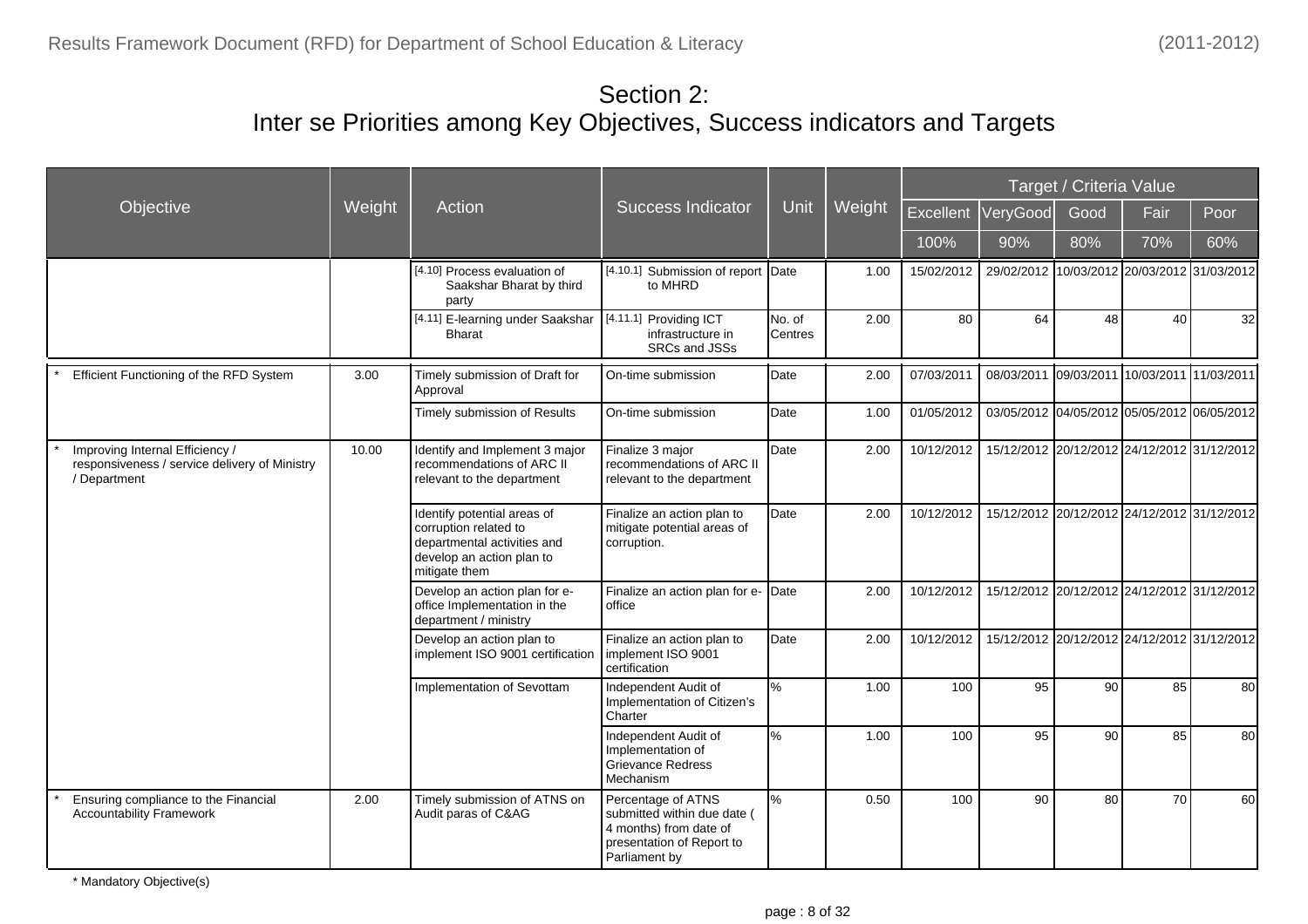# Section 2:
# Inter se Priorities among Key Objectives, Success indicators and Targets

| Objective | Weight | Action | Success Indicator | Unit | Weight | Target / Criteria Value | | | | |
|---|---|---|---|---|---|---|---|---|---|---|
| | | | | | | Excellent | VeryGood | Good | Fair | Poor |
| | | | | | | 100% | 90% | 80% | 70% | 60% |
| | | [4.10] Process evaluation of Saakshar Bharat by third party | [4.10.1] Submission of report to MHRD | Date | 1.00 | 15/02/2012 | 29/02/2012 | 10/03/2012 | 20/03/2012 | 31/03/2012 |
| | | [4.11] E-learning under Saakshar Bharat | [4.11.1] Providing ICT infrastructure in SRCs and JSSs | No. of Centres | 2.00 | 80 | 64 | 48 | 40 | 32 |
| * Efficient Functioning of the RFD System | 3.00 | Timely submission of Draft for Approval | On-time submission | Date | 2.00 | 07/03/2011 | 08/03/2011 | 09/03/2011 | 10/03/2011 | 11/03/2011 |
| | | Timely submission of Results | On-time submission | Date | 1.00 | 01/05/2012 | 03/05/2012 | 04/05/2012 | 05/05/2012 | 06/05/2012 |
| * Improving Internal Efficiency / responsiveness / service delivery of Ministry / Department | 10.00 | Identify and Implement 3 major recommendations of ARC II relevant to the department | Finalize 3 major recommendations of ARC II relevant to the department | Date | 2.00 | 10/12/2012 | 15/12/2012 | 20/12/2012 | 24/12/2012 | 31/12/2012 |
| | | Identify potential areas of corruption related to departmental activities and develop an action plan to mitigate them | Finalize an action plan to mitigate potential areas of corruption. | Date | 2.00 | 10/12/2012 | 15/12/2012 | 20/12/2012 | 24/12/2012 | 31/12/2012 |
| | | Develop an action plan for e-office Implementation in the department / ministry | Finalize an action plan for e-office | Date | 2.00 | 10/12/2012 | 15/12/2012 | 20/12/2012 | 24/12/2012 | 31/12/2012 |
| | | Develop an action plan to implement ISO 9001 certification | Finalize an action plan to implement ISO 9001 certification | Date | 2.00 | 10/12/2012 | 15/12/2012 | 20/12/2012 | 24/12/2012 | 31/12/2012 |
| | | Implementation of Sevottam | Independent Audit of Implementation of Citizen's Charter | % | 1.00 | 100 | 95 | 90 | 85 | 80 |
| | | | Independent Audit of Implementation of Grievance Redress Mechanism | % | 1.00 | 100 | 95 | 90 | 85 | 80 |
| * Ensuring compliance to the Financial Accountability Framework | 2.00 | Timely submission of ATNS on Audit paras of C&AG | Percentage of ATNS submitted within due date ( 4 months) from date of presentation of Report to Parliament by | % | 0.50 | 100 | 90 | 80 | 70 | 60 |

\* Mandatory Objective(s)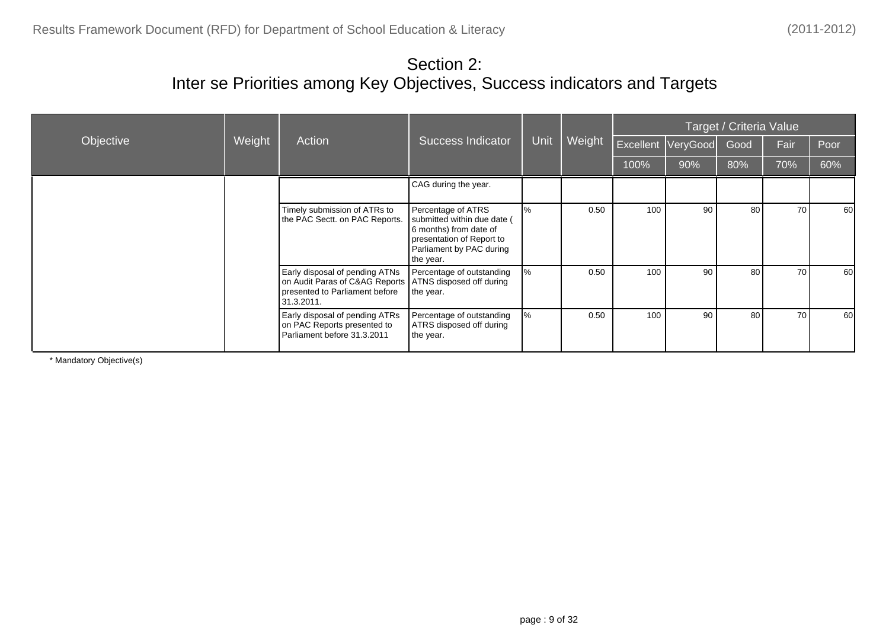# Section 2:
## Inter se Priorities among Key Objectives, Success indicators and Targets

| Objective | Weight | Action | Success Indicator | Unit | Weight | Target / Criteria Value | | | | |
|---|---|---|---|---|---|---|---|---|---|---|
| | | | | | | Excellent | VeryGood | Good | Fair | Poor |
| | | | | | | 100% | 90% | 80% | 70% | 60% |
| | | | CAG during the year. | | | | | | | |
| | | Timely submission of ATRs to the PAC Sectt. on PAC Reports. | Percentage of ATRS submitted within due date ( 6 months) from date of presentation of Report to Parliament by PAC during the year. | % | 0.50 | 100 | 90 | 80 | 70 | 60 |
| | | Early disposal of pending ATNs on Audit Paras of C&AG Reports presented to Parliament before 31.3.2011. | Percentage of outstanding ATNS disposed off during the year. | % | 0.50 | 100 | 90 | 80 | 70 | 60 |
| | | Early disposal of pending ATRs on PAC Reports presented to Parliament before 31.3.2011 | Percentage of outstanding ATRS disposed off during the year. | % | 0.50 | 100 | 90 | 80 | 70 | 60 |

* Mandatory Objective(s)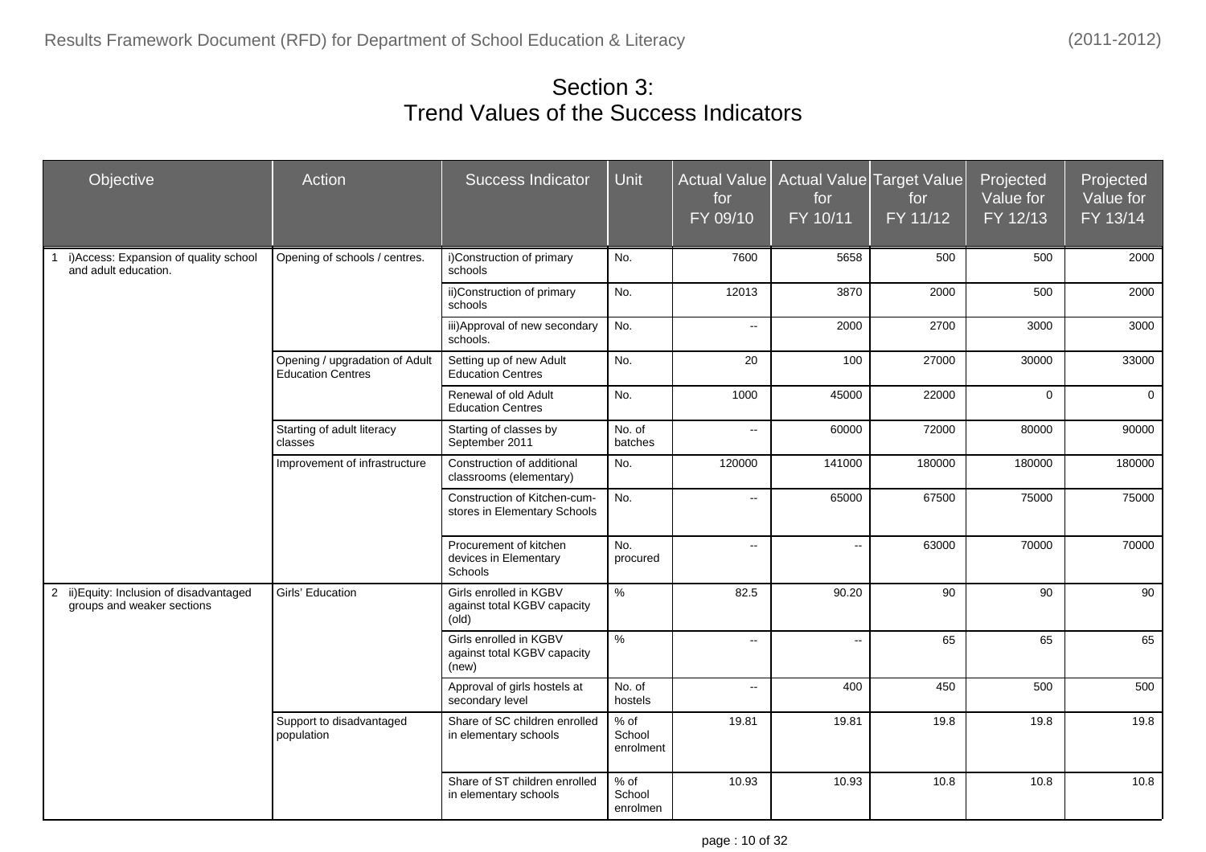# Section 3: Trend Values of the Success Indicators

| Objective | Action | Success Indicator | Unit | Actual Value for FY 09/10 | Actual Value for FY 10/11 | Target Value for FY 11/12 | Projected Value for FY 12/13 | Projected Value for FY 13/14 |
|---|---|---|---|---|---|---|---|---|
| 1 i)Access: Expansion of quality school and adult education. | Opening of schools / centres. | i)Construction of primary schools | No. | 7600 | 5658 | 500 | 500 | 2000 |
| | | ii)Construction of primary schools | No. | 12013 | 3870 | 2000 | 500 | 2000 |
| | | iii)Approval of new secondary schools. | No. | -- | 2000 | 2700 | 3000 | 3000 |
| | Opening / upgradation of Adult Education Centres | Setting up of new Adult Education Centres | No. | 20 | 100 | 27000 | 30000 | 33000 |
| | | Renewal of old Adult Education Centres | No. | 1000 | 45000 | 22000 | 0 | 0 |
| | Starting of adult literacy classes | Starting of classes by September 2011 | No. of batches | -- | 60000 | 72000 | 80000 | 90000 |
| | Improvement of infrastructure | Construction of additional classrooms (elementary) | No. | 120000 | 141000 | 180000 | 180000 | 180000 |
| | | Construction of Kitchen-cum-stores in Elementary Schools | No. | -- | 65000 | 67500 | 75000 | 75000 |
| | | Procurement of kitchen devices in Elementary Schools | No. procured | -- | -- | 63000 | 70000 | 70000 |
| 2 ii)Equity: Inclusion of disadvantaged groups and weaker sections | Girls' Education | Girls enrolled in KGBV against total KGBV capacity (old) | % | 82.5 | 90.20 | 90 | 90 | 90 |
| | | Girls enrolled in KGBV against total KGBV capacity (new) | % | -- | -- | 65 | 65 | 65 |
| | | Approval of girls hostels at secondary level | No. of hostels | -- | 400 | 450 | 500 | 500 |
| | Support to disadvantaged population | Share of SC children enrolled in elementary schools | % of School enrolment | 19.81 | 19.81 | 19.8 | 19.8 | 19.8 |
| | | Share of ST children enrolled in elementary schools | % of School enrolmen | 10.93 | 10.93 | 10.8 | 10.8 | 10.8 |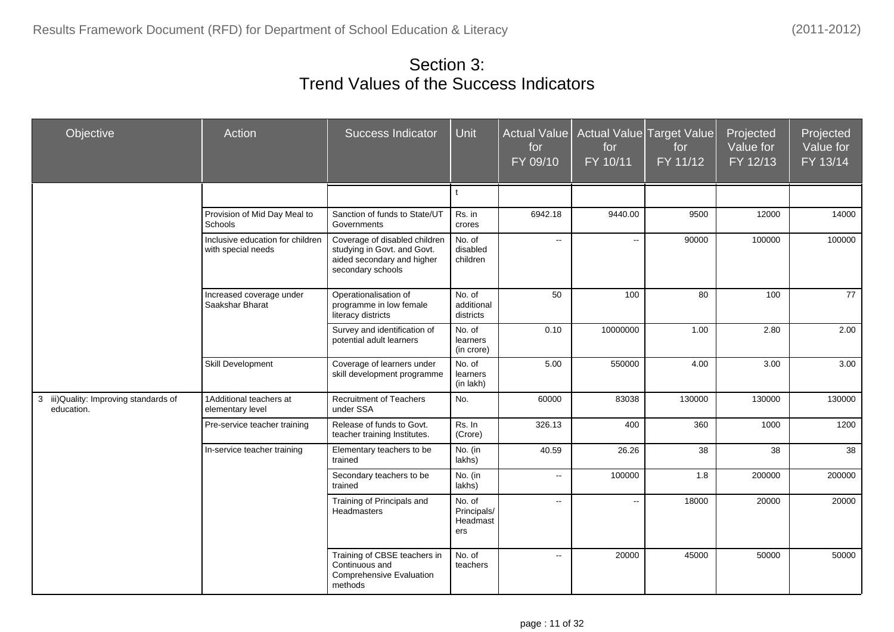# Section 3:
# Trend Values of the Success Indicators

| Objective | Action | Success Indicator | Unit | Actual Value for FY 09/10 | Actual Value for FY 10/11 | Target Value for FY 11/12 | Projected Value for FY 12/13 | Projected Value for FY 13/14 |
|---|---|---|---|---|---|---|---|---|
| | | | t | | | | | |
| | Provision of Mid Day Meal to Schools | Sanction of funds to State/UT Governments | Rs. in crores | 6942.18 | 9440.00 | 9500 | 12000 | 14000 |
| | Inclusive education for children with special needs | Coverage of disabled children studying in Govt. and Govt. aided secondary and higher secondary schools | No. of disabled children | -- | -- | 90000 | 100000 | 100000 |
| | Increased coverage under Saakshar Bharat | Operationalisation of programme in low female literacy districts | No. of additional districts | 50 | 100 | 80 | 100 | 77 |
| | | Survey and identification of potential adult learners | No. of learners (in crore) | 0.10 | 10000000 | 1.00 | 2.80 | 2.00 |
| | Skill Development | Coverage of learners under skill development programme | No. of learners (in lakh) | 5.00 | 550000 | 4.00 | 3.00 | 3.00 |
| 3 iii)Quality: Improving standards of education. | 1Additional teachers at elementary level | Recruitment of Teachers under SSA | No. | 60000 | 83038 | 130000 | 130000 | 130000 |
| | Pre-service teacher training | Release of funds to Govt. teacher training Institutes. | Rs. In (Crore) | 326.13 | 400 | 360 | 1000 | 1200 |
| | In-service teacher training | Elementary teachers to be trained | No. (in lakhs) | 40.59 | 26.26 | 38 | 38 | 38 |
| | | Secondary teachers to be trained | No. (in lakhs) | -- | 100000 | 1.8 | 200000 | 200000 |
| | | Training of Principals and Headmasters | No. of Principals/ Headmasters | -- | -- | 18000 | 20000 | 20000 |
| | | Training of CBSE teachers in Continuous and Comprehensive Evaluation methods | No. of teachers | -- | 20000 | 45000 | 50000 | 50000 |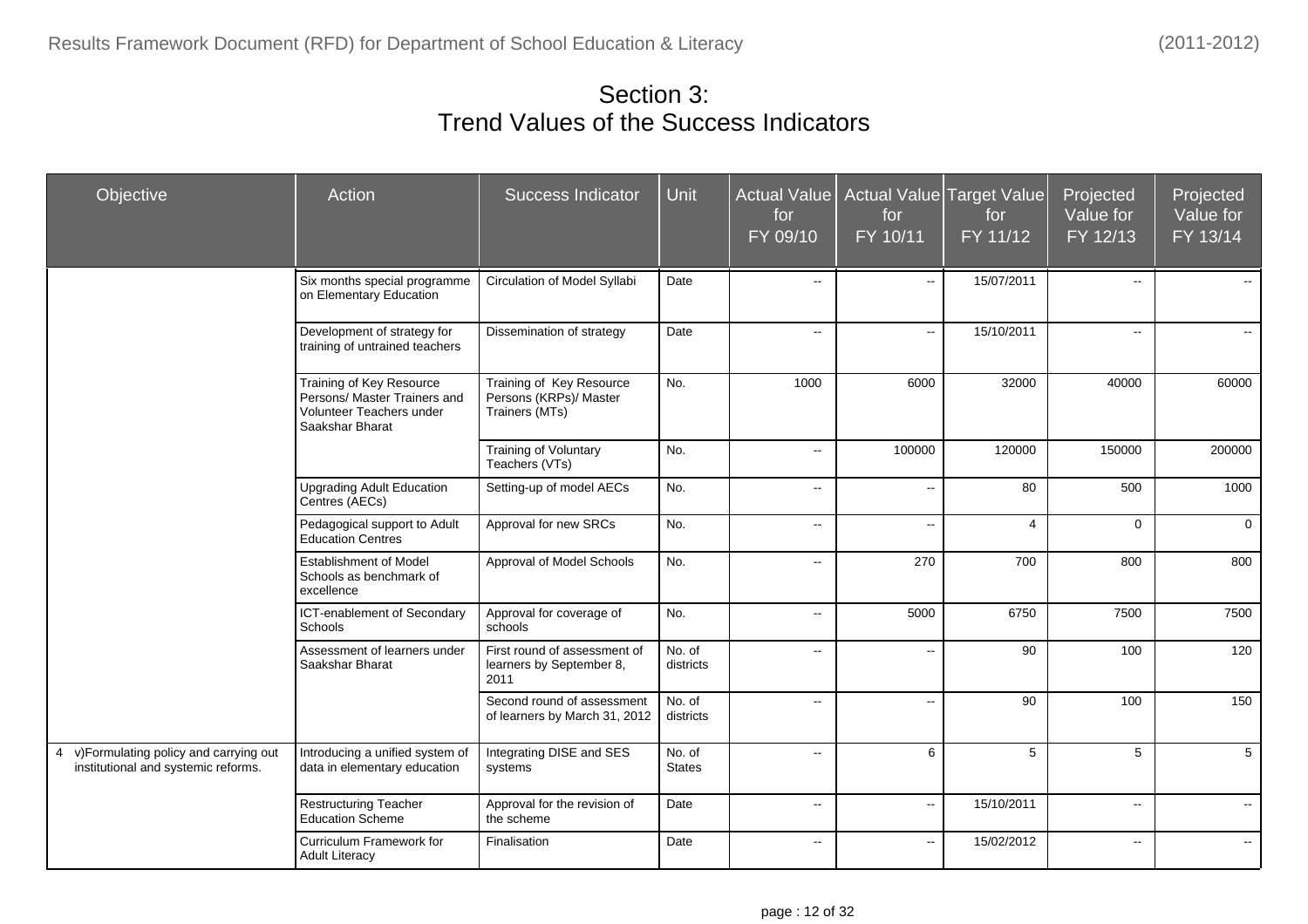# Section 3:
# Trend Values of the Success Indicators

| Objective | Action | Success Indicator | Unit | Actual Value for FY 09/10 | Actual Value for FY 10/11 | Target Value for FY 11/12 | Projected Value for FY 12/13 | Projected Value for FY 13/14 |
|---|---|---|---|---|---|---|---|---|
| | Six months special programme on Elementary Education | Circulation of Model Syllabi | Date | -- | -- | 15/07/2011 | -- | -- |
| | Development of strategy for training of untrained teachers | Dissemination of strategy | Date | -- | -- | 15/10/2011 | -- | -- |
| | Training of Key Resource Persons/ Master Trainers and Volunteer Teachers under Saakshar Bharat | Training of Key Resource Persons (KRPs)/ Master Trainers (MTs) | No. | 1000 | 6000 | 32000 | 40000 | 60000 |
| | | Training of Voluntary Teachers (VTs) | No. | -- | 100000 | 120000 | 150000 | 200000 |
| | Upgrading Adult Education Centres (AECs) | Setting-up of model AECs | No. | -- | -- | 80 | 500 | 1000 |
| | Pedagogical support to Adult Education Centres | Approval for new SRCs | No. | -- | -- | 4 | 0 | 0 |
| | Establishment of Model Schools as benchmark of excellence | Approval of Model Schools | No. | -- | 270 | 700 | 800 | 800 |
| | ICT-enablement of Secondary Schools | Approval for coverage of schools | No. | -- | 5000 | 6750 | 7500 | 7500 |
| | Assessment of learners under Saakshar Bharat | First round of assessment of learners by September 8, 2011 | No. of districts | -- | -- | 90 | 100 | 120 |
| | | Second round of assessment of learners by March 31, 2012 | No. of districts | -- | -- | 90 | 100 | 150 |
| 4 v)Formulating policy and carrying out institutional and systemic reforms. | Introducing a unified system of data in elementary education | Integrating DISE and SES systems | No. of States | -- | 6 | 5 | 5 | 5 |
| | Restructuring Teacher Education Scheme | Approval for the revision of the scheme | Date | -- | -- | 15/10/2011 | -- | -- |
| | Curriculum Framework for Adult Literacy | Finalisation | Date | -- | -- | 15/02/2012 | -- | -- |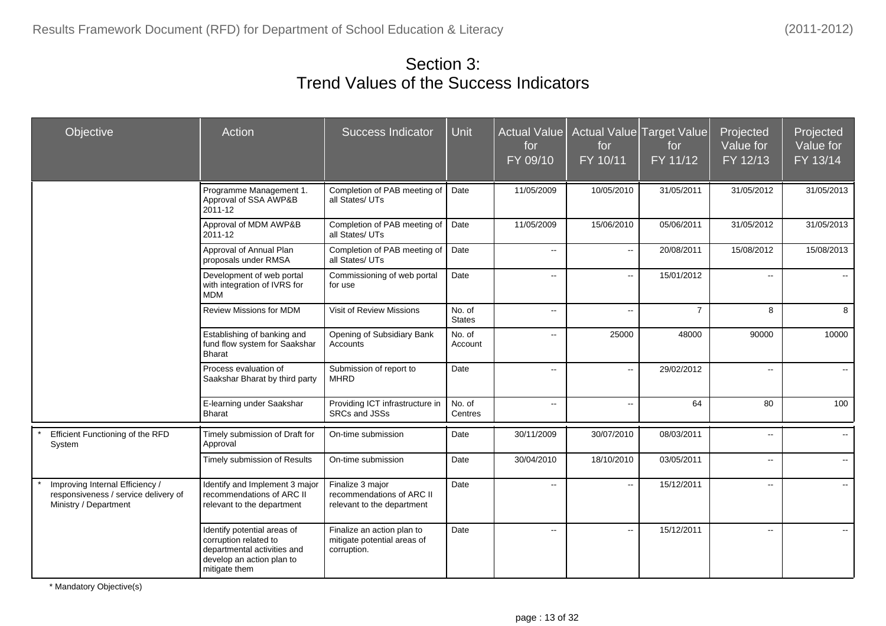# Section 3:
# Trend Values of the Success Indicators

| Objective | Action | Success Indicator | Unit | Actual Value for FY 09/10 | Actual Value for FY 10/11 | Target Value for FY 11/12 | Projected Value for FY 12/13 | Projected Value for FY 13/14 |
|---|---|---|---|---|---|---|---|---|
| | Programme Management 1. Approval of SSA AWP&B 2011-12 | Completion of PAB meeting of all States/ UTs | Date | 11/05/2009 | 10/05/2010 | 31/05/2011 | 31/05/2012 | 31/05/2013 |
| | Approval of MDM AWP&B 2011-12 | Completion of PAB meeting of all States/ UTs | Date | 11/05/2009 | 15/06/2010 | 05/06/2011 | 31/05/2012 | 31/05/2013 |
| | Approval of Annual Plan proposals under RMSA | Completion of PAB meeting of all States/ UTs | Date | -- | -- | 20/08/2011 | 15/08/2012 | 15/08/2013 |
| | Development of web portal with integration of IVRS for MDM | Commissioning of web portal for use | Date | -- | -- | 15/01/2012 | -- | -- |
| | Review Missions for MDM | Visit of Review Missions | No. of States | -- | -- | 7 | 8 | 8 |
| | Establishing of banking and fund flow system for Saakshar Bharat | Opening of Subsidiary Bank Accounts | No. of Account | -- | 25000 | 48000 | 90000 | 10000 |
| | Process evaluation of Saakshar Bharat by third party | Submission of report to MHRD | Date | -- | -- | 29/02/2012 | -- | -- |
| | E-learning under Saakshar Bharat | Providing ICT infrastructure in SRCs and JSSs | No. of Centres | -- | -- | 64 | 80 | 100 |
| * Efficient Functioning of the RFD System | Timely submission of Draft for Approval | On-time submission | Date | 30/11/2009 | 30/07/2010 | 08/03/2011 | -- | -- |
| | Timely submission of Results | On-time submission | Date | 30/04/2010 | 18/10/2010 | 03/05/2011 | -- | -- |
| * Improving Internal Efficiency / responsiveness / service delivery of Ministry / Department | Identify and Implement 3 major recommendations of ARC II relevant to the department | Finalize 3 major recommendations of ARC II relevant to the department | Date | -- | -- | 15/12/2011 | -- | -- |
| | Identify potential areas of corruption related to departmental activities and develop an action plan to mitigate them | Finalize an action plan to mitigate potential areas of corruption. | Date | -- | -- | 15/12/2011 | -- | -- |

\* Mandatory Objective(s)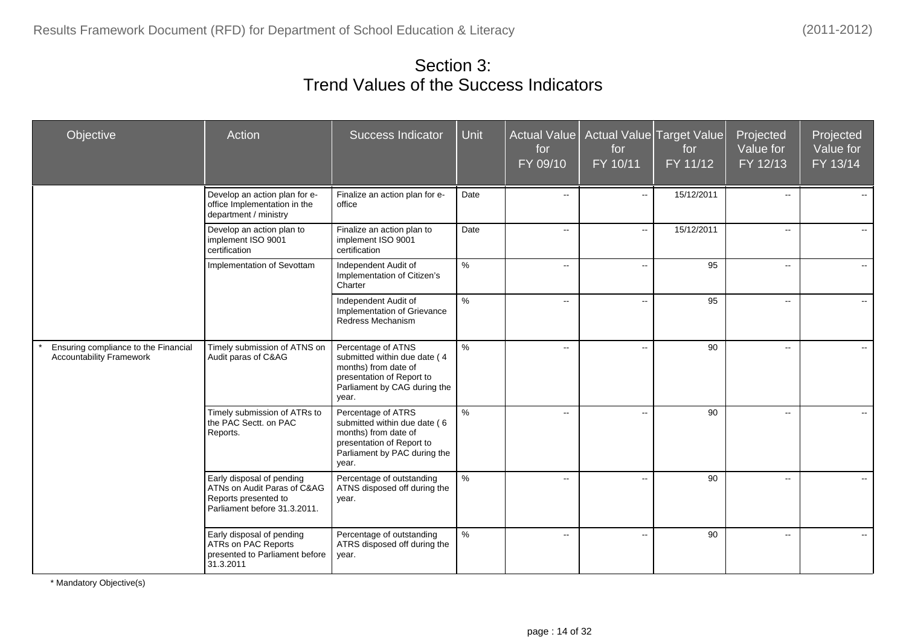# Section 3:
# Trend Values of the Success Indicators

| Objective | Action | Success Indicator | Unit | Actual Value for FY 09/10 | Actual Value for FY 10/11 | Target Value for FY 11/12 | Projected Value for FY 12/13 | Projected Value for FY 13/14 |
|---|---|---|---|---|---|---|---|---|
| | Develop an action plan for e-office Implementation in the department / ministry | Finalize an action plan for e-office | Date | -- | -- | 15/12/2011 | -- | -- |
| | Develop an action plan to implement ISO 9001 certification | Finalize an action plan to implement ISO 9001 certification | Date | -- | -- | 15/12/2011 | -- | -- |
| | Implementation of Sevottam | Independent Audit of Implementation of Citizen's Charter | % | -- | -- | 95 | -- | -- |
| | | Independent Audit of Implementation of Grievance Redress Mechanism | % | -- | -- | 95 | -- | -- |
| * Ensuring compliance to the Financial Accountability Framework | Timely submission of ATNS on Audit paras of C&AG | Percentage of ATNS submitted within due date ( 4 months) from date of presentation of Report to Parliament by CAG during the year. | % | -- | -- | 90 | -- | -- |
| | Timely submission of ATRs to the PAC Sectt. on PAC Reports. | Percentage of ATRS submitted within due date ( 6 months) from date of presentation of Report to Parliament by PAC during the year. | % | -- | -- | 90 | -- | -- |
| | Early disposal of pending ATNs on Audit Paras of C&AG Reports presented to Parliament before 31.3.2011. | Percentage of outstanding ATNS disposed off during the year. | % | -- | -- | 90 | -- | -- |
| | Early disposal of pending ATRs on PAC Reports presented to Parliament before 31.3.2011 | Percentage of outstanding ATRS disposed off during the year. | % | -- | -- | 90 | -- | -- |

\* Mandatory Objective(s)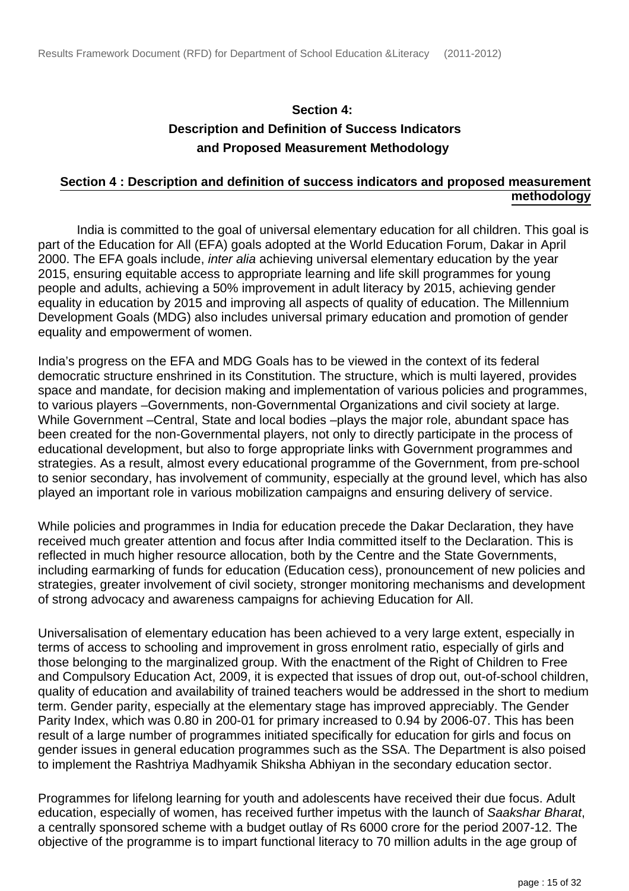## Section 4:
## Description and Definition of Success Indicators and Proposed Measurement Methodology

**Section 4 : Description and definition of success indicators and proposed measurement methodology**

India is committed to the goal of universal elementary education for all children. This goal is part of the Education for All (EFA) goals adopted at the World Education Forum, Dakar in April 2000. The EFA goals include, *inter alia* achieving universal elementary education by the year 2015, ensuring equitable access to appropriate learning and life skill programmes for young people and adults, achieving a 50% improvement in adult literacy by 2015, achieving gender equality in education by 2015 and improving all aspects of quality of education. The Millennium Development Goals (MDG) also includes universal primary education and promotion of gender equality and empowerment of women.

India's progress on the EFA and MDG Goals has to be viewed in the context of its federal democratic structure enshrined in its Constitution. The structure, which is multi layered, provides space and mandate, for decision making and implementation of various policies and programmes, to various players –Governments, non-Governmental Organizations and civil society at large. While Government –Central, State and local bodies –plays the major role, abundant space has been created for the non-Governmental players, not only to directly participate in the process of educational development, but also to forge appropriate links with Government programmes and strategies. As a result, almost every educational programme of the Government, from pre-school to senior secondary, has involvement of community, especially at the ground level, which has also played an important role in various mobilization campaigns and ensuring delivery of service.

While policies and programmes in India for education precede the Dakar Declaration, they have received much greater attention and focus after India committed itself to the Declaration. This is reflected in much higher resource allocation, both by the Centre and the State Governments, including earmarking of funds for education (Education cess), pronouncement of new policies and strategies, greater involvement of civil society, stronger monitoring mechanisms and development of strong advocacy and awareness campaigns for achieving Education for All.

Universalisation of elementary education has been achieved to a very large extent, especially in terms of access to schooling and improvement in gross enrolment ratio, especially of girls and those belonging to the marginalized group. With the enactment of the Right of Children to Free and Compulsory Education Act, 2009, it is expected that issues of drop out, out-of-school children, quality of education and availability of trained teachers would be addressed in the short to medium term. Gender parity, especially at the elementary stage has improved appreciably. The Gender Parity Index, which was 0.80 in 200-01 for primary increased to 0.94 by 2006-07. This has been result of a large number of programmes initiated specifically for education for girls and focus on gender issues in general education programmes such as the SSA. The Department is also poised to implement the Rashtriya Madhyamik Shiksha Abhiyan in the secondary education sector.

Programmes for lifelong learning for youth and adolescents have received their due focus. Adult education, especially of women, has received further impetus with the launch of *Saakshar Bharat*, a centrally sponsored scheme with a budget outlay of Rs 6000 crore for the period 2007-12. The objective of the programme is to impart functional literacy to 70 million adults in the age group of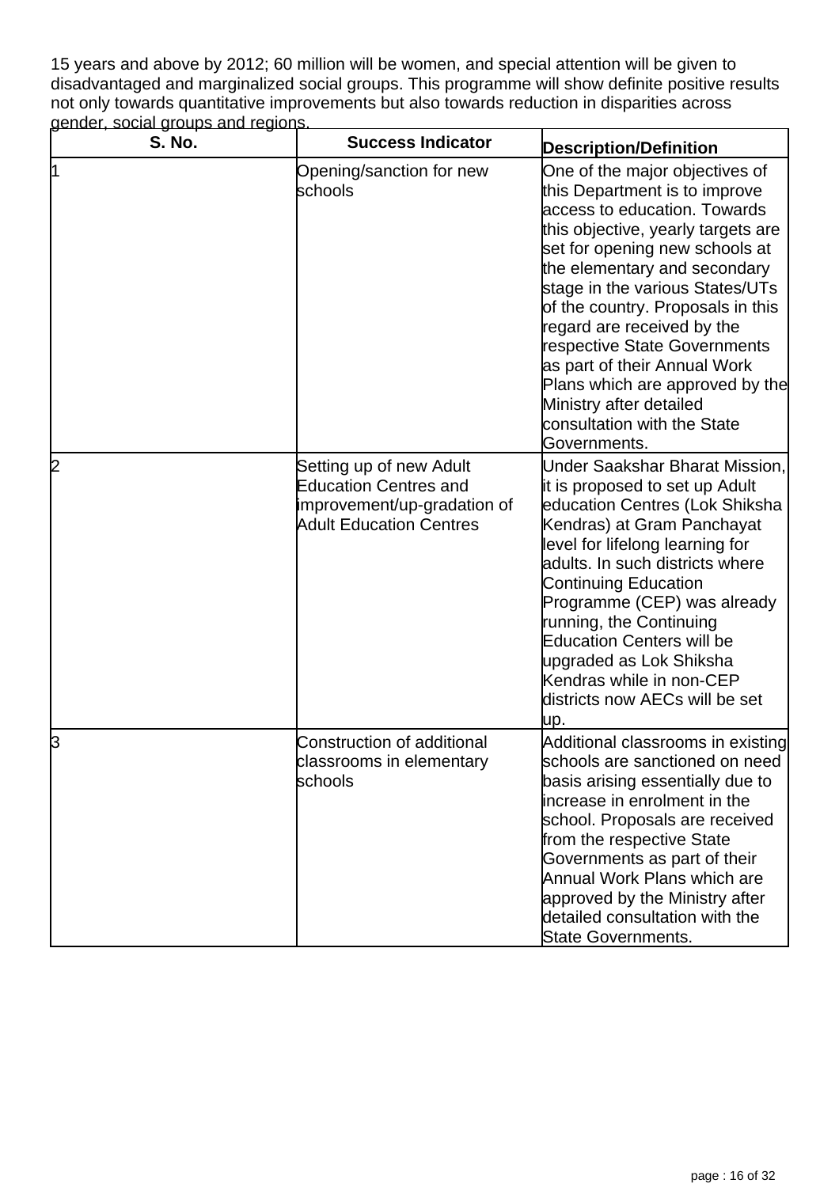15 years and above by 2012; 60 million will be women, and special attention will be given to disadvantaged and marginalized social groups. This programme will show definite positive results not only towards quantitative improvements but also towards reduction in disparities across gender, social groups and regions.

| S. No. | Success Indicator | Description/Definition |
|---|---|---|
| 1 | Opening/sanction for new schools | One of the major objectives of this Department is to improve access to education. Towards this objective, yearly targets are set for opening new schools at the elementary and secondary stage in the various States/UTs of the country. Proposals in this regard are received by the respective State Governments as part of their Annual Work Plans which are approved by the Ministry after detailed consultation with the State Governments. |
| 2 | Setting up of new Adult Education Centres and improvement/up-gradation of Adult Education Centres | Under Saakshar Bharat Mission, it is proposed to set up Adult education Centres (Lok Shiksha Kendras) at Gram Panchayat level for lifelong learning for adults. In such districts where Continuing Education Programme (CEP) was already running, the Continuing Education Centers will be upgraded as Lok Shiksha Kendras while in non-CEP districts now AECs will be set up. |
| 3 | Construction of additional classrooms in elementary schools | Additional classrooms in existing schools are sanctioned on need basis arising essentially due to increase in enrolment in the school. Proposals are received from the respective State Governments as part of their Annual Work Plans which are approved by the Ministry after detailed consultation with the State Governments. |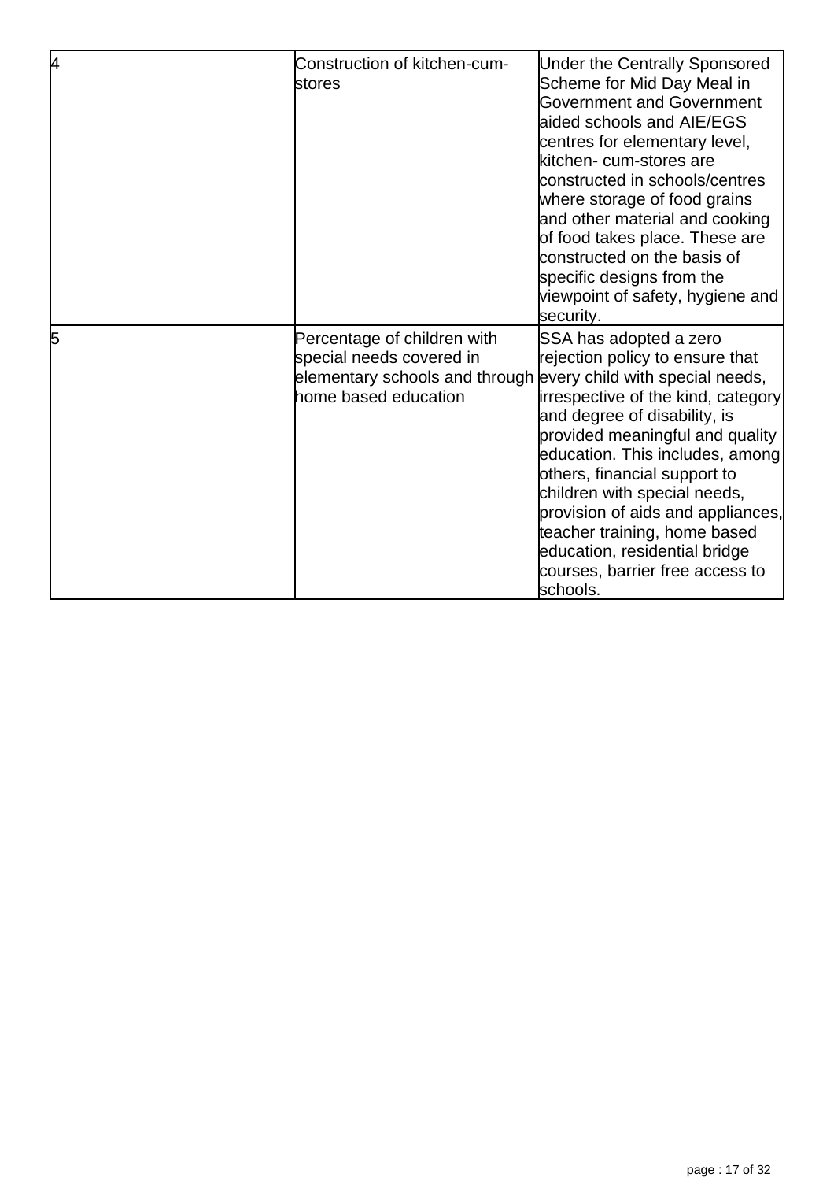| | | |
|---|---|---|
| 4 | Construction of kitchen-cum-stores | Under the Centrally Sponsored Scheme for Mid Day Meal in Government and Government aided schools and AIE/EGS centres for elementary level, kitchen- cum-stores are constructed in schools/centres where storage of food grains and other material and cooking of food takes place. These are constructed on the basis of specific designs from the viewpoint of safety, hygiene and security. |
| 5 | Percentage of children with special needs covered in elementary schools and through home based education | SSA has adopted a zero rejection policy to ensure that every child with special needs, irrespective of the kind, category and degree of disability, is provided meaningful and quality education. This includes, among others, financial support to children with special needs, provision of aids and appliances, teacher training, home based education, residential bridge courses, barrier free access to schools. |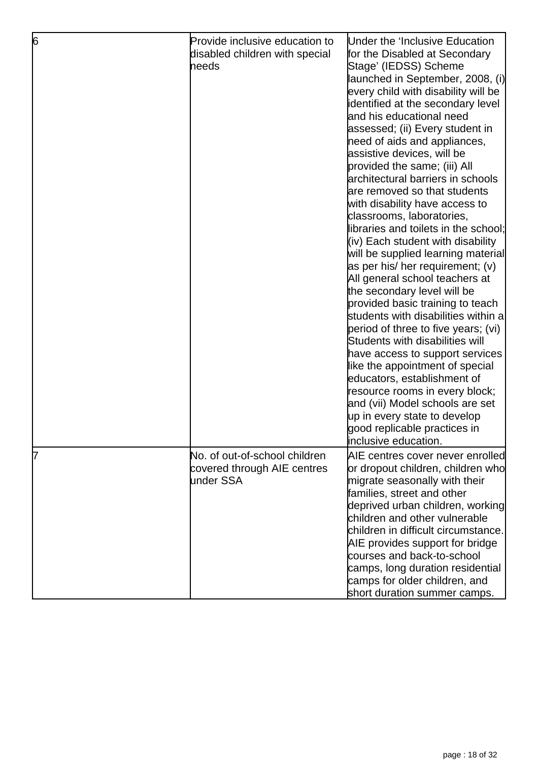| | | |
|---|---|---|
| 6 | Provide inclusive education to disabled children with special needs | Under the 'Inclusive Education for the Disabled at Secondary Stage' (IEDSS) Scheme launched in September, 2008, (i) every child with disability will be identified at the secondary level and his educational need assessed; (ii) Every student in need of aids and appliances, assistive devices, will be provided the same; (iii) All architectural barriers in schools are removed so that students with disability have access to classrooms, laboratories, libraries and toilets in the school; (iv) Each student with disability will be supplied learning material as per his/ her requirement; (v) All general school teachers at the secondary level will be provided basic training to teach students with disabilities within a period of three to five years; (vi) Students with disabilities will have access to support services like the appointment of special educators, establishment of resource rooms in every block; and (vii) Model schools are set up in every state to develop good replicable practices in inclusive education. |
| 7 | No. of out-of-school children covered through AIE centres under SSA | AIE centres cover never enrolled or dropout children, children who migrate seasonally with their families, street and other deprived urban children, working children and other vulnerable children in difficult circumstance. AIE provides support for bridge courses and back-to-school camps, long duration residential camps for older children, and short duration summer camps. |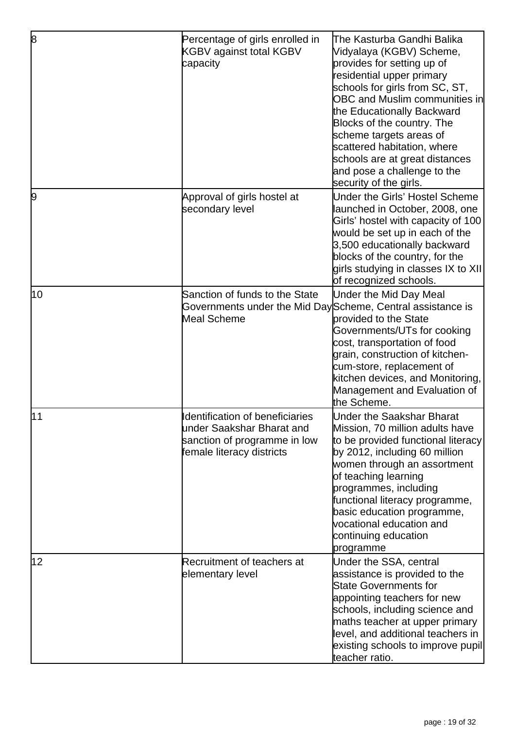| | | |
|---|---|---|
| 8 | Percentage of girls enrolled in KGBV against total KGBV capacity | The Kasturba Gandhi Balika Vidyalaya (KGBV) Scheme, provides for setting up of residential upper primary schools for girls from SC, ST, OBC and Muslim communities in the Educationally Backward Blocks of the country. The scheme targets areas of scattered habitation, where schools are at great distances and pose a challenge to the security of the girls. |
| 9 | Approval of girls hostel at secondary level | Under the Girls' Hostel Scheme launched in October, 2008, one Girls' hostel with capacity of 100 would be set up in each of the 3,500 educationally backward blocks of the country, for the girls studying in classes IX to XII of recognized schools. |
| 10 | Sanction of funds to the State Governments under the Mid Day Meal Scheme | Under the Mid Day Meal Scheme, Central assistance is provided to the State Governments/UTs for cooking cost, transportation of food grain, construction of kitchen-cum-store, replacement of kitchen devices, and Monitoring, Management and Evaluation of the Scheme. |
| 11 | Identification of beneficiaries under Saakshar Bharat and sanction of programme in low female literacy districts | Under the Saakshar Bharat Mission, 70 million adults have to be provided functional literacy by 2012, including 60 million women through an assortment of teaching learning programmes, including functional literacy programme, basic education programme, vocational education and continuing education programme |
| 12 | Recruitment of teachers at elementary level | Under the SSA, central assistance is provided to the State Governments for appointing teachers for new schools, including science and maths teacher at upper primary level, and additional teachers in existing schools to improve pupil teacher ratio. |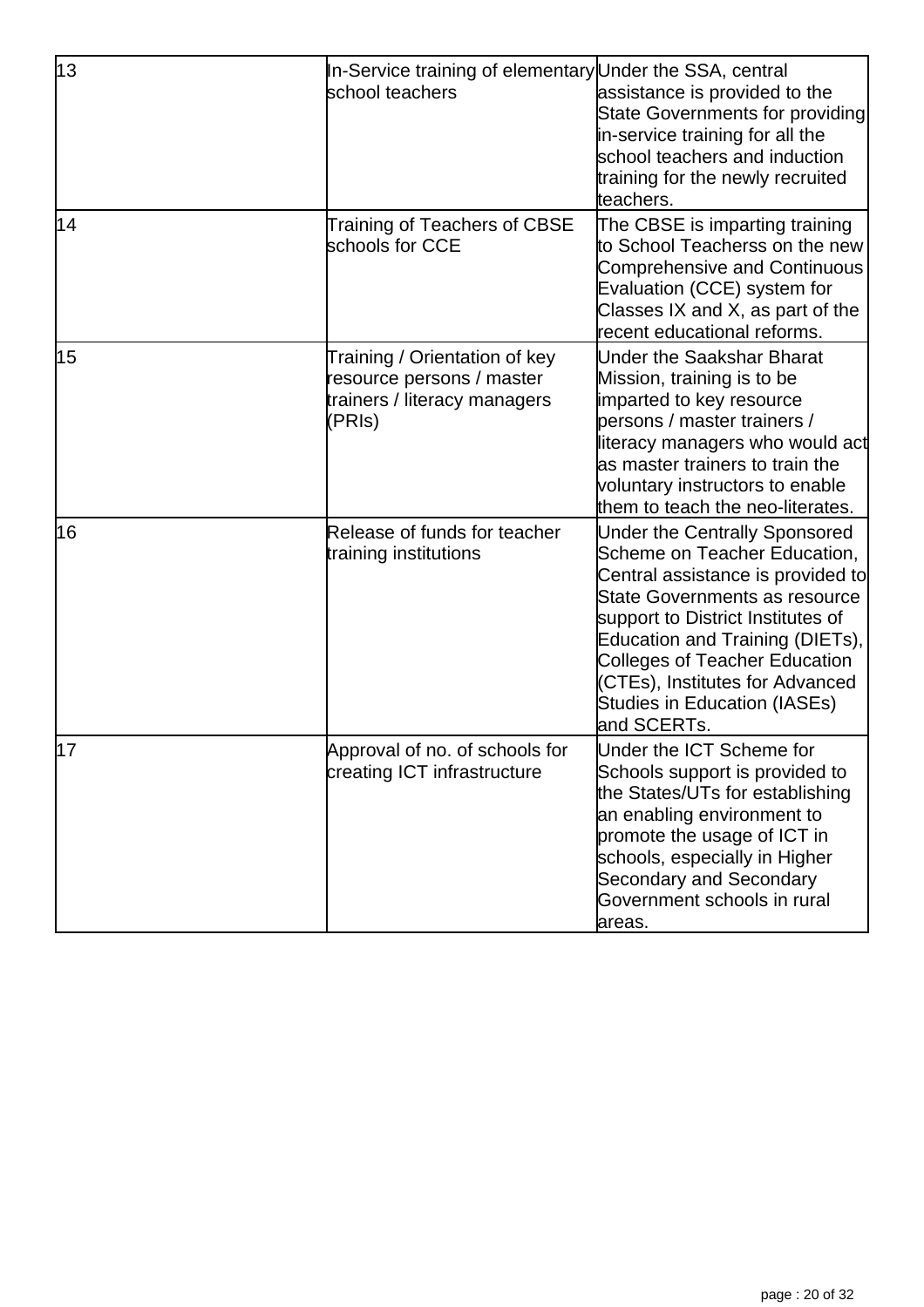| | | |
|---|---|---|
| 13 | In-Service training of elementary school teachers | Under the SSA, central assistance is provided to the State Governments for providing in-service training for all the school teachers and induction training for the newly recruited teachers. |
| 14 | Training of Teachers of CBSE schools for CCE | The CBSE is imparting training to School Teacherss on the new Comprehensive and Continuous Evaluation (CCE) system for Classes IX and X, as part of the recent educational reforms. |
| 15 | Training / Orientation of key resource persons / master trainers / literacy managers (PRIs) | Under the Saakshar Bharat Mission, training is to be imparted to key resource persons / master trainers / literacy managers who would act as master trainers to train the voluntary instructors to enable them to teach the neo-literates. |
| 16 | Release of funds for teacher training institutions | Under the Centrally Sponsored Scheme on Teacher Education, Central assistance is provided to State Governments as resource support to District Institutes of Education and Training (DIETs), Colleges of Teacher Education (CTEs), Institutes for Advanced Studies in Education (IASEs) and SCERTs. |
| 17 | Approval of no. of schools for creating ICT infrastructure | Under the ICT Scheme for Schools support is provided to the States/UTs for establishing an enabling environment to promote the usage of ICT in schools, especially in Higher Secondary and Secondary Government schools in rural areas. |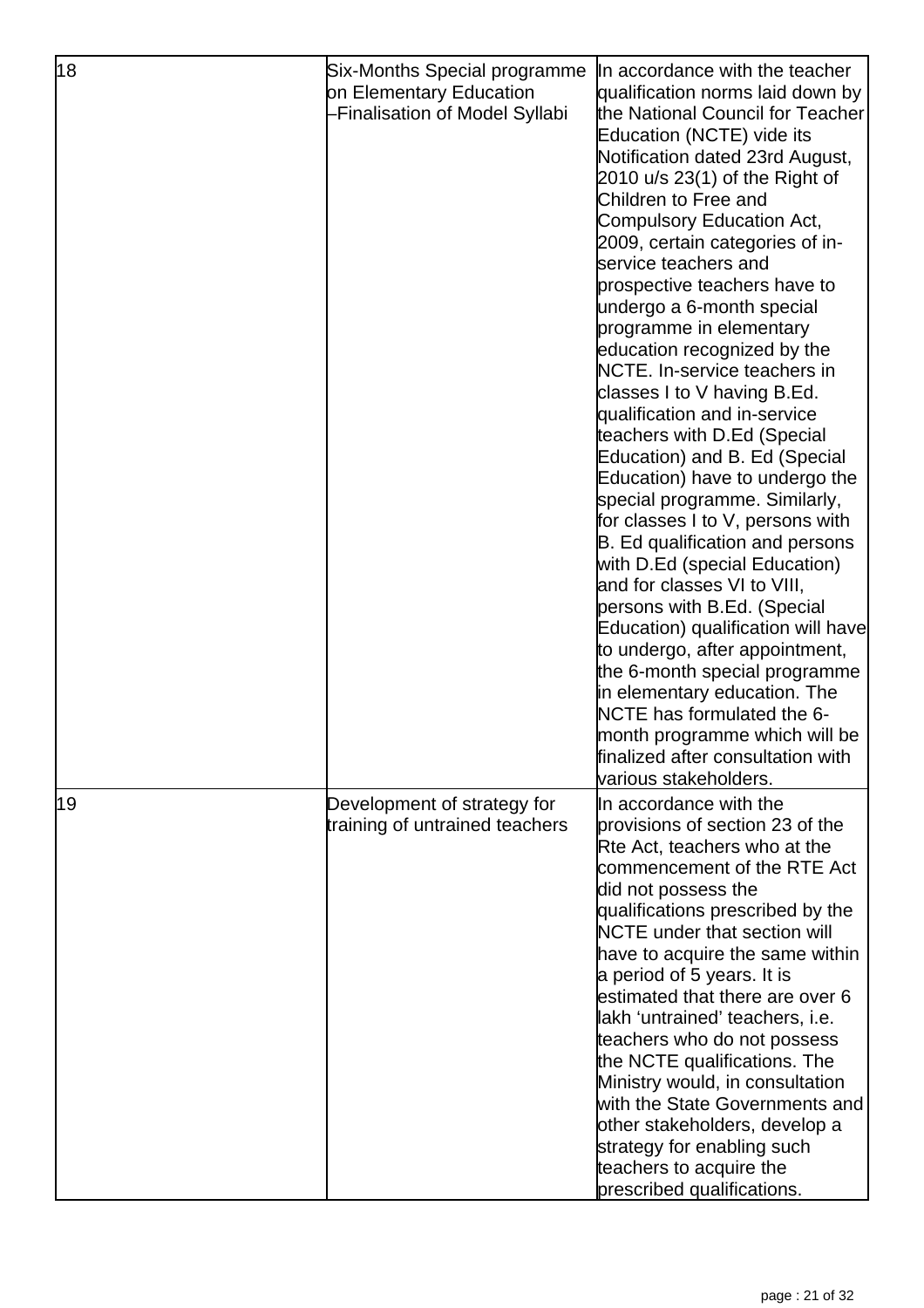| | | |
|---|---|---|
| 18 | Six-Months Special programme on Elementary Education –Finalisation of Model Syllabi | In accordance with the teacher qualification norms laid down by the National Council for Teacher Education (NCTE) vide its Notification dated 23rd August, 2010 u/s 23(1) of the Right of Children to Free and Compulsory Education Act, 2009, certain categories of in-service teachers and prospective teachers have to undergo a 6-month special programme in elementary education recognized by the NCTE. In-service teachers in classes I to V having B.Ed. qualification and in-service teachers with D.Ed (Special Education) and B. Ed (Special Education) have to undergo the special programme. Similarly, for classes I to V, persons with B. Ed qualification and persons with D.Ed (special Education) and for classes VI to VIII, persons with B.Ed. (Special Education) qualification will have to undergo, after appointment, the 6-month special programme in elementary education. The NCTE has formulated the 6-month programme which will be finalized after consultation with various stakeholders. |
| 19 | Development of strategy for training of untrained teachers | In accordance with the provisions of section 23 of the Rte Act, teachers who at the commencement of the RTE Act did not possess the qualifications prescribed by the NCTE under that section will have to acquire the same within a period of 5 years. It is estimated that there are over 6 lakh 'untrained' teachers, i.e. teachers who do not possess the NCTE qualifications. The Ministry would, in consultation with the State Governments and other stakeholders, develop a strategy for enabling such teachers to acquire the prescribed qualifications. |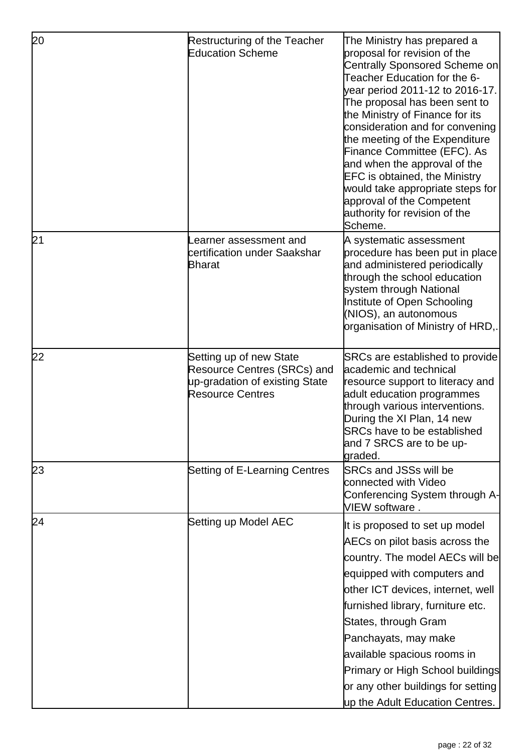| | | |
|---|---|---|
| 20 | Restructuring of the Teacher Education Scheme | The Ministry has prepared a proposal for revision of the Centrally Sponsored Scheme on Teacher Education for the 6-year period 2011-12 to 2016-17. The proposal has been sent to the Ministry of Finance for its consideration and for convening the meeting of the Expenditure Finance Committee (EFC). As and when the approval of the EFC is obtained, the Ministry would take appropriate steps for approval of the Competent authority for revision of the Scheme. |
| 21 | Learner assessment and certification under Saakshar Bharat | A systematic assessment procedure has been put in place and administered periodically through the school education system through National Institute of Open Schooling (NIOS), an autonomous organisation of Ministry of HRD,. |
| 22 | Setting up of new State Resource Centres (SRCs) and up-gradation of existing State Resource Centres | SRCs are established to provide academic and technical resource support to literacy and adult education programmes through various interventions. During the XI Plan, 14 new SRCs have to be established and 7 SRCS are to be up-graded. |
| 23 | Setting of E-Learning Centres | SRCs and JSSs will be connected with Video Conferencing System through A-VIEW software . |
| 24 | Setting up Model AEC | It is proposed to set up model AECs on pilot basis across the country. The model AECs will be equipped with computers and other ICT devices, internet, well furnished library, furniture etc. States, through Gram Panchayats, may make available spacious rooms in Primary or High School buildings or any other buildings for setting up the Adult Education Centres. |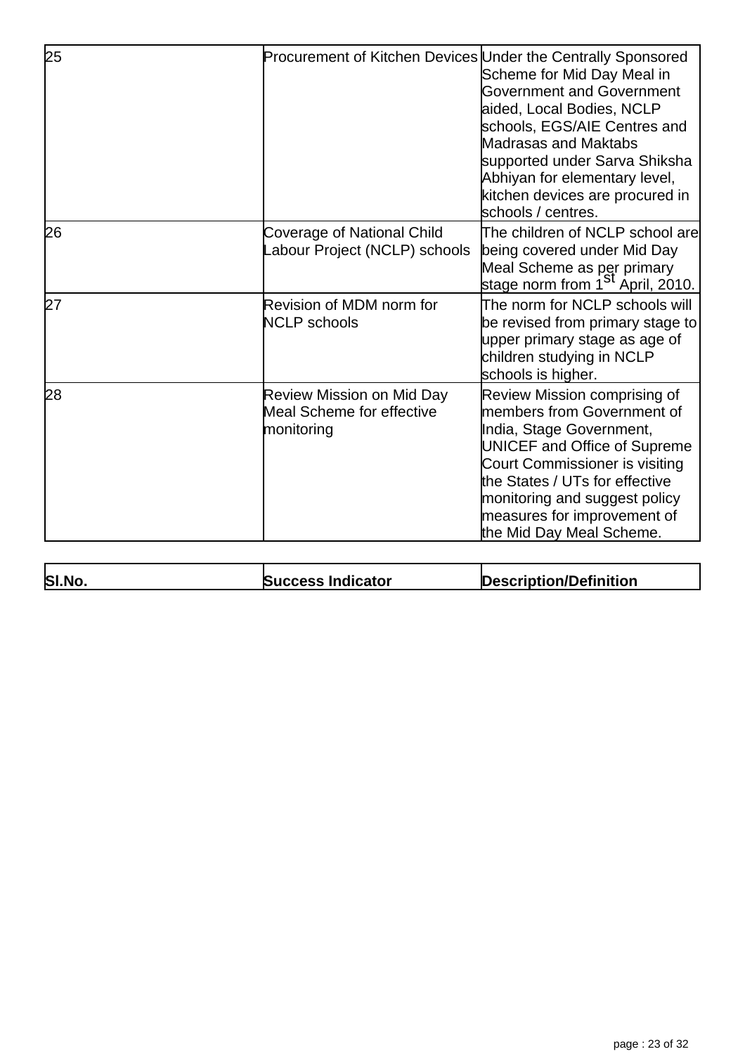| | | |
|---|---|---|
| 25 | Procurement of Kitchen Devices | Under the Centrally Sponsored Scheme for Mid Day Meal in Government and Government aided, Local Bodies, NCLP schools, EGS/AIE Centres and Madrasas and Maktabs supported under Sarva Shiksha Abhiyan for elementary level, kitchen devices are procured in schools / centres. |
| 26 | Coverage of National Child Labour Project (NCLP) schools | The children of NCLP school are being covered under Mid Day Meal Scheme as per primary stage norm from 1st April, 2010. |
| 27 | Revision of MDM norm for NCLP schools | The norm for NCLP schools will be revised from primary stage to upper primary stage as age of children studying in NCLP schools is higher. |
| 28 | Review Mission on Mid Day Meal Scheme for effective monitoring | Review Mission comprising of members from Government of India, Stage Government, UNICEF and Office of Supreme Court Commissioner is visiting the States / UTs for effective monitoring and suggest policy measures for improvement of the Mid Day Meal Scheme. |

| **Sl.No.** | **Success Indicator** | **Description/Definition** |
|---|---|---|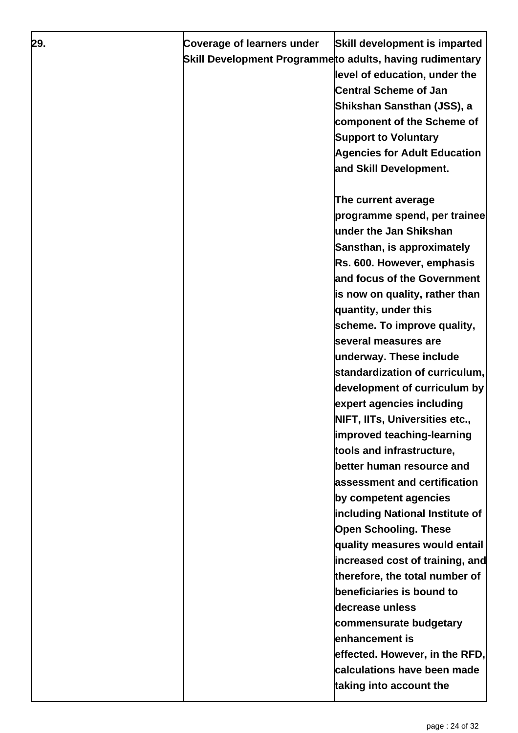| 29. | Coverage of learners under Skill Development Programme | Skill development is imparted to adults, having rudimentary level of education, under the Central Scheme of Jan Shikshan Sansthan (JSS), a component of the Scheme of Support to Voluntary Agencies for Adult Education and Skill Development.<br><br>The current average programme spend, per trainee under the Jan Shikshan Sansthan, is approximately Rs. 600. However, emphasis and focus of the Government is now on quality, rather than quantity, under this scheme. To improve quality, several measures are underway. These include standardization of curriculum, development of curriculum by expert agencies including NIFT, IITs, Universities etc., improved teaching-learning tools and infrastructure, better human resource and assessment and certification by competent agencies including National Institute of Open Schooling. These quality measures would entail increased cost of training, and therefore, the total number of beneficiaries is bound to decrease unless commensurate budgetary enhancement is effected. However, in the RFD, calculations have been made taking into account the |
|---|---|---|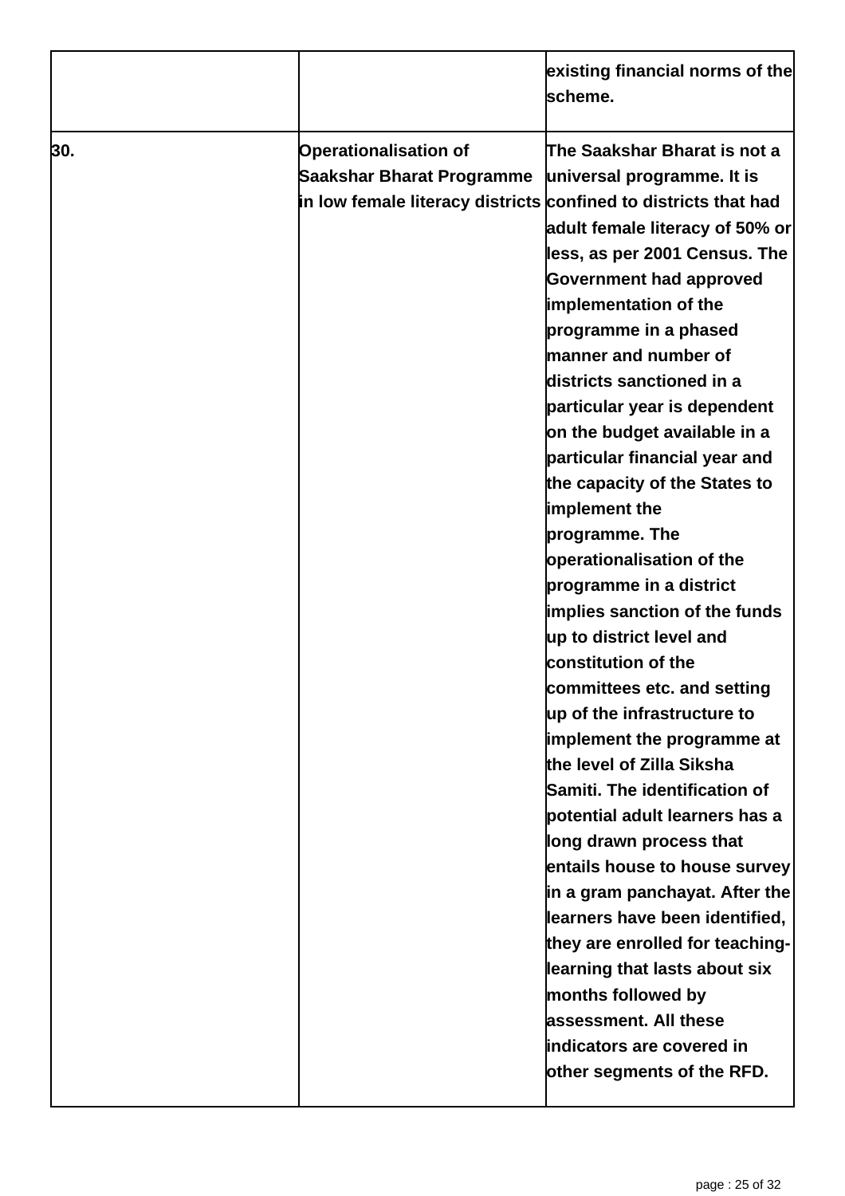| | | |
|---|---|---|
| | | **existing financial norms of the scheme.** |
| **30.** | **Operationalisation of Saakshar Bharat Programme in low female literacy districts** | **The Saakshar Bharat is not a universal programme. It is confined to districts that had adult female literacy of 50% or less, as per 2001 Census. The Government had approved implementation of the programme in a phased manner and number of districts sanctioned in a particular year is dependent on the budget available in a particular financial year and the capacity of the States to implement the programme. The operationalisation of the programme in a district implies sanction of the funds up to district level and constitution of the committees etc. and setting up of the infrastructure to implement the programme at the level of Zilla Siksha Samiti. The identification of potential adult learners has a long drawn process that entails house to house survey in a gram panchayat. After the learners have been identified, they are enrolled for teaching-learning that lasts about six months followed by assessment. All these indicators are covered in other segments of the RFD.** |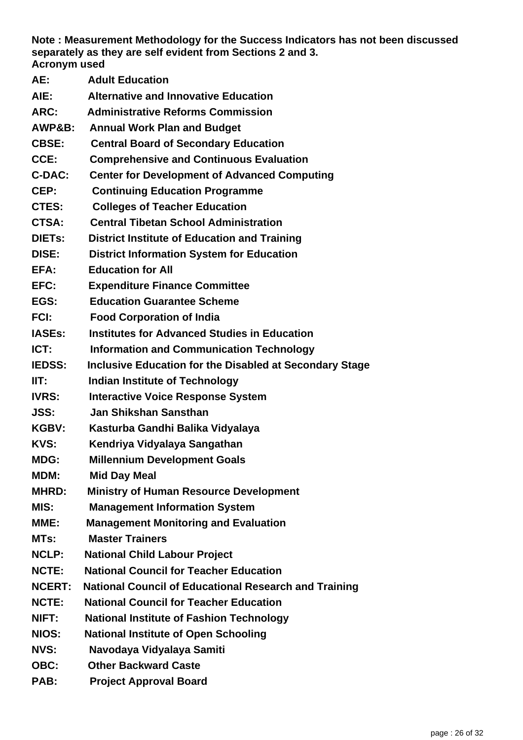**Note : Measurement Methodology for the Success Indicators has not been discussed separately as they are self evident from Sections 2 and 3.**

**Acronym used**

**AE:** **Adult Education**

**AIE:** **Alternative and Innovative Education**

**ARC:** **Administrative Reforms Commission**

**AWP&B:** **Annual Work Plan and Budget**

**CBSE:** **Central Board of Secondary Education**

**CCE:** **Comprehensive and Continuous Evaluation**

**C-DAC:** **Center for Development of Advanced Computing**

**CEP:** **Continuing Education Programme**

**CTES:** **Colleges of Teacher Education**

**CTSA:** **Central Tibetan School Administration**

**DIETs:** **District Institute of Education and Training**

**DISE:** **District Information System for Education**

**EFA:** **Education for All**

**EFC:** **Expenditure Finance Committee**

**EGS:** **Education Guarantee Scheme**

**FCI:** **Food Corporation of India**

**IASEs:** **Institutes for Advanced Studies in Education**

**ICT:** **Information and Communication Technology**

**IEDSS:** **Inclusive Education for the Disabled at Secondary Stage**

**IIT:** **Indian Institute of Technology**

**IVRS:** **Interactive Voice Response System**

**JSS:** **Jan Shikshan Sansthan**

**KGBV:** **Kasturba Gandhi Balika Vidyalaya**

**KVS:** **Kendriya Vidyalaya Sangathan**

**MDG:** **Millennium Development Goals**

**MDM:** **Mid Day Meal**

**MHRD:** **Ministry of Human Resource Development**

**MIS:** **Management Information System**

**MME:** **Management Monitoring and Evaluation**

**MTs:** **Master Trainers**

**NCLP:** **National Child Labour Project**

**NCTE:** **National Council for Teacher Education**

**NCERT:** **National Council of Educational Research and Training**

**NCTE:** **National Council for Teacher Education**

**NIFT:** **National Institute of Fashion Technology**

**NIOS:** **National Institute of Open Schooling**

**NVS:** **Navodaya Vidyalaya Samiti**

**OBC:** **Other Backward Caste**

**PAB:** **Project Approval Board**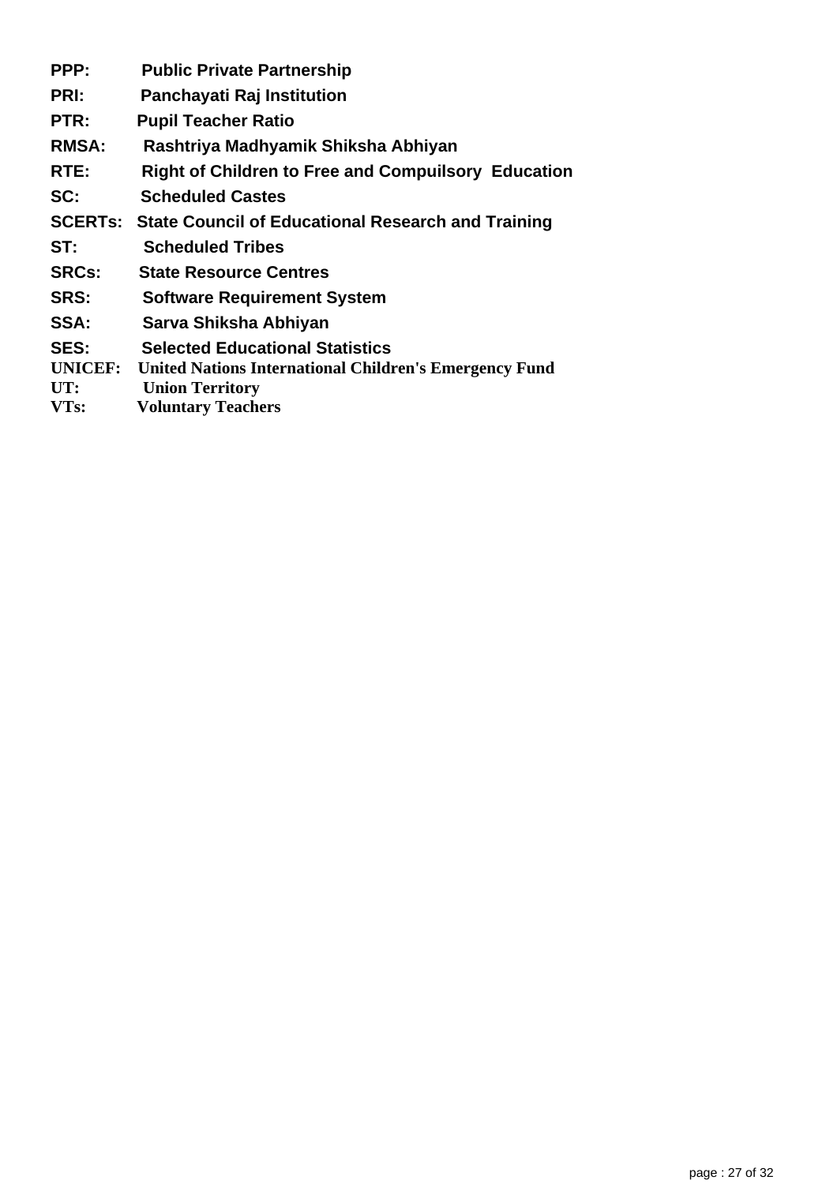**PPP:** **Public Private Partnership**

**PRI:** **Panchayati Raj Institution**

**PTR:** **Pupil Teacher Ratio**

**RMSA:** **Rashtriya Madhyamik Shiksha Abhiyan**

**RTE:** **Right of Children to Free and Compuilsory Education**

**SC:** **Scheduled Castes**

**SCERTs:** **State Council of Educational Research and Training**

**ST:** **Scheduled Tribes**

**SRCs:** **State Resource Centres**

**SRS:** **Software Requirement System**

**SSA:** **Sarva Shiksha Abhiyan**

**SES:** **Selected Educational Statistics**

**UNICEF:** **United Nations International Children's Emergency Fund**

**UT:** **Union Territory**

**VTs:** **Voluntary Teachers**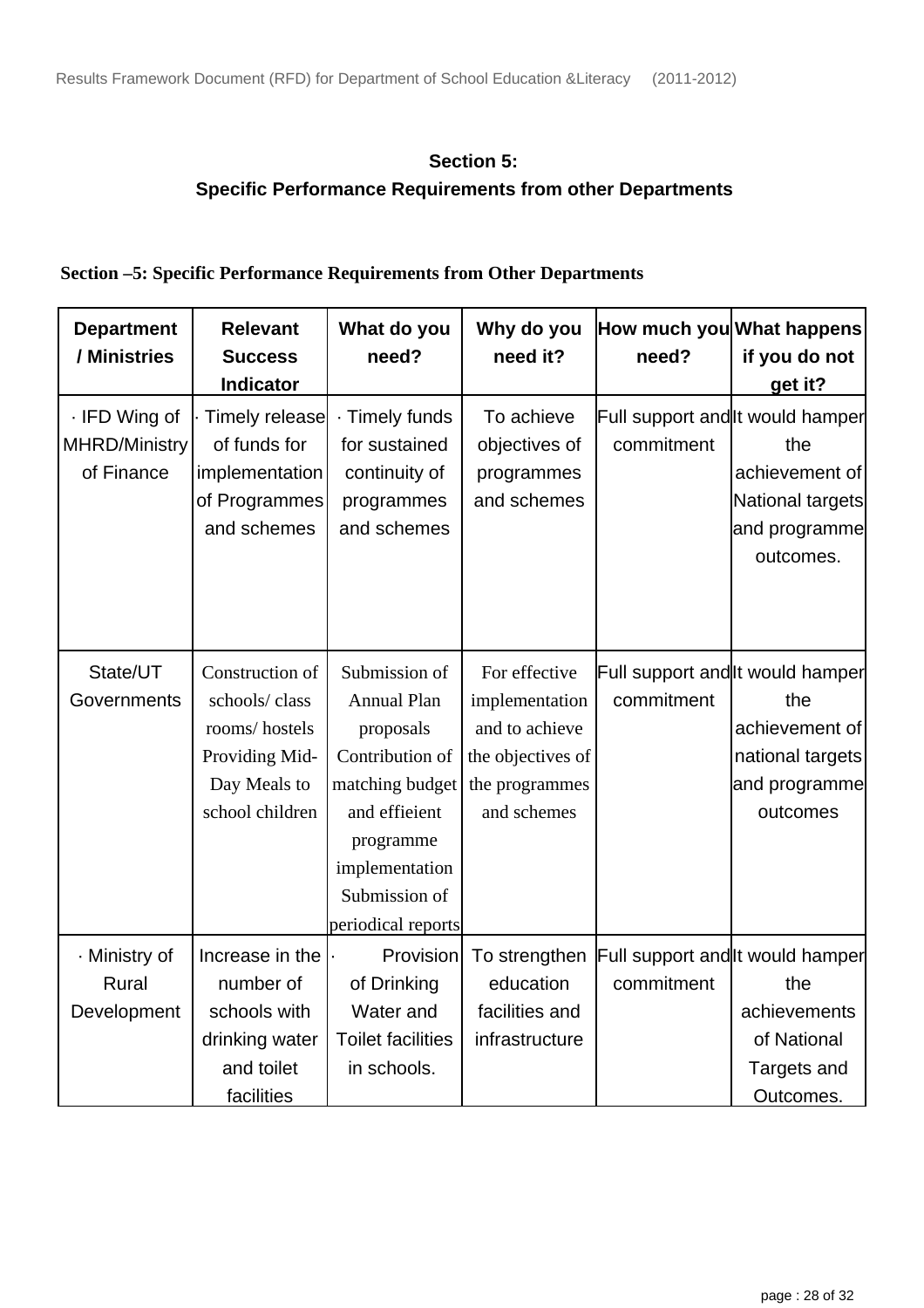## Section 5:
## Specific Performance Requirements from other Departments

**Section –5: Specific Performance Requirements from Other Departments**

| Department / Ministries | Relevant Success Indicator | What do you need? | Why do you need it? | How much you need? | What happens if you do not get it? |
|---|---|---|---|---|---|
| · IFD Wing of MHRD/Ministry of Finance | · Timely release of funds for implementation of Programmes and schemes | · Timely funds for sustained continuity of programmes and schemes | To achieve objectives of programmes and schemes | Full support and commitment | It would hamper the achievement of National targets and programme outcomes. |
| State/UT Governments | Construction of schools/ class rooms/ hostels Providing Mid-Day Meals to school children | Submission of Annual Plan proposals Contribution of matching budget and effieient programme implementation Submission of periodical reports | For effective implementation and to achieve the objectives of the programmes and schemes | Full support and commitment | It would hamper the achievement of national targets and programme outcomes |
| · Ministry of Rural Development | Increase in the number of schools with drinking water and toilet facilities | · Provision of Drinking Water and Toilet facilities in schools. | To strengthen education facilities and infrastructure | Full support and commitment | It would hamper the achievements of National Targets and Outcomes. |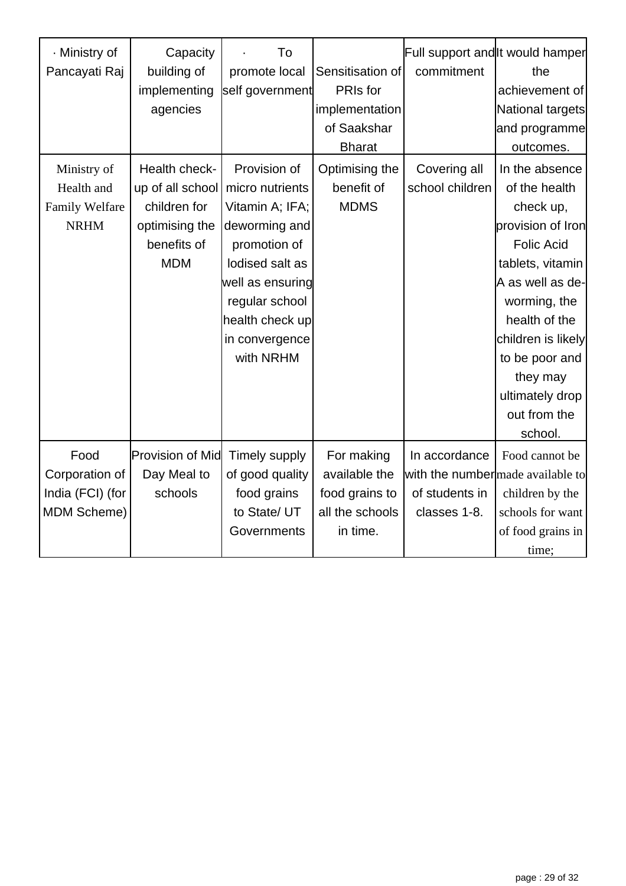| · Ministry of Pancayati Raj | Capacity building of implementing agencies | · To promote local self government | Sensitisation of PRIs for implementation of Saakshar Bharat | Full support and commitment | It would hamper the achievement of National targets and programme outcomes. |
|---|---|---|---|---|---|
| Ministry of Health and Family Welfare NRHM | Health check-up of all school children for optimising the benefits of MDM | Provision of micro nutrients Vitamin A; IFA; deworming and promotion of Iodised salt as well as ensuring regular school health check up in convergence with NRHM | Optimising the benefit of MDMS | Covering all school children | In the absence of the health check up, provision of Iron Folic Acid tablets, vitamin A as well as de-worming, the health of the children is likely to be poor and they may ultimately drop out from the school. |
| Food Corporation of India (FCI) (for MDM Scheme) | Provision of Mid Day Meal to schools | Timely supply of good quality food grains to State/ UT Governments | For making available the food grains to all the schools in time. | In accordance with the number of students in classes 1-8. | Food cannot be made available to children by the schools for want of food grains in time; |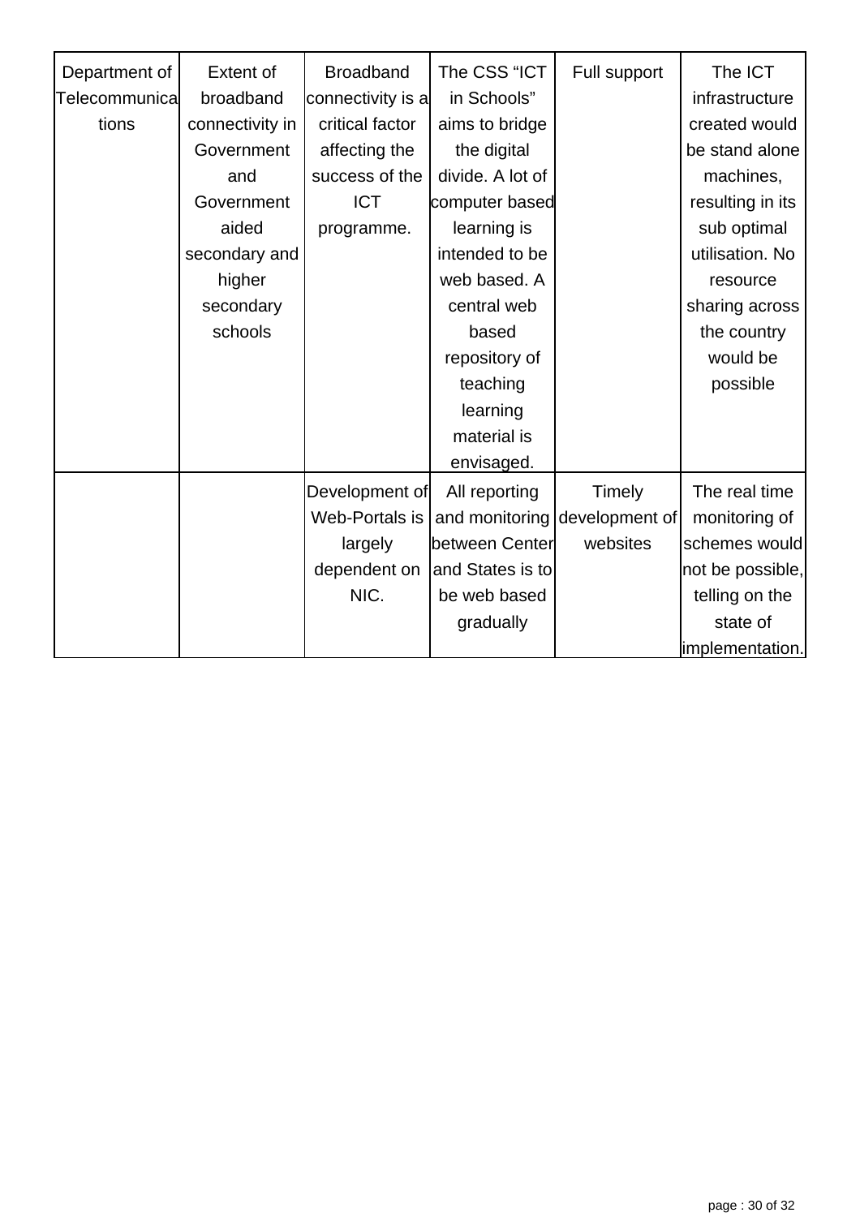| Department of Telecommunications | Extent of broadband connectivity in Government and Government aided secondary and higher secondary schools | Broadband connectivity is a critical factor affecting the success of the ICT programme. | The CSS “ICT in Schools” aims to bridge the digital divide. A lot of computer based learning is intended to be web based. A central web based repository of teaching learning material is envisaged. | Full support | The ICT infrastructure created would be stand alone machines, resulting in its sub optimal utilisation. No resource sharing across the country would be possible |
|---|---|---|---|---|---|
| | | Development of Web-Portals is largely dependent on NIC. | All reporting and monitoring between Center and States is to be web based gradually | Timely development of websites | The real time monitoring of schemes would not be possible, telling on the state of implementation. |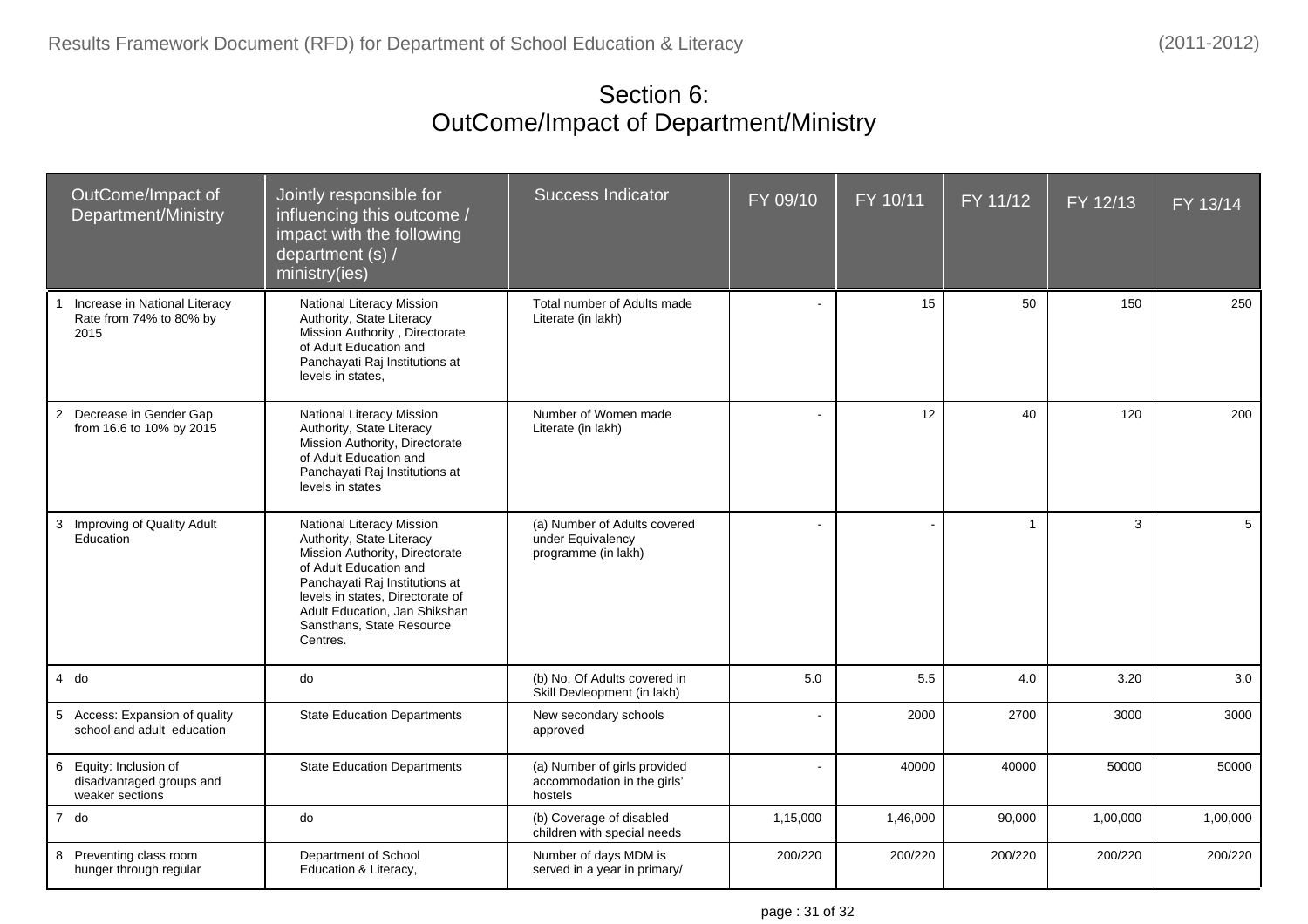# Section 6:
# OutCome/Impact of Department/Ministry

| OutCome/Impact of Department/Ministry | Jointly responsible for influencing this outcome / impact with the following department (s) / ministry(ies) | Success Indicator | FY 09/10 | FY 10/11 | FY 11/12 | FY 12/13 | FY 13/14 |
|---|---|---|---|---|---|---|---|
| 1 Increase in National Literacy Rate from 74% to 80% by 2015 | National Literacy Mission Authority, State Literacy Mission Authority , Directorate of Adult Education and Panchayati Raj Institutions at levels in states, | Total number of Adults made Literate (in lakh) | - | 15 | 50 | 150 | 250 |
| 2 Decrease in Gender Gap from 16.6 to 10% by 2015 | National Literacy Mission Authority, State Literacy Mission Authority, Directorate of Adult Education and Panchayati Raj Institutions at levels in states | Number of Women made Literate (in lakh) | - | 12 | 40 | 120 | 200 |
| 3 Improving of Quality Adult Education | National Literacy Mission Authority, State Literacy Mission Authority, Directorate of Adult Education and Panchayati Raj Institutions at levels in states, Directorate of Adult Education, Jan Shikshan Sansthans, State Resource Centres. | (a) Number of Adults covered under Equivalency programme (in lakh) | - | - | 1 | 3 | 5 |
| 4 do | do | (b) No. Of Adults covered in Skill Devleopment (in lakh) | 5.0 | 5.5 | 4.0 | 3.20 | 3.0 |
| 5 Access: Expansion of quality school and adult education | State Education Departments | New secondary schools approved | - | 2000 | 2700 | 3000 | 3000 |
| 6 Equity: Inclusion of disadvantaged groups and weaker sections | State Education Departments | (a) Number of girls provided accommodation in the girls' hostels | - | 40000 | 40000 | 50000 | 50000 |
| 7 do | do | (b) Coverage of disabled children with special needs | 1,15,000 | 1,46,000 | 90,000 | 1,00,000 | 1,00,000 |
| 8 Preventing class room hunger through regular | Department of School Education & Literacy, | Number of days MDM is served in a year in primary/ | 200/220 | 200/220 | 200/220 | 200/220 | 200/220 |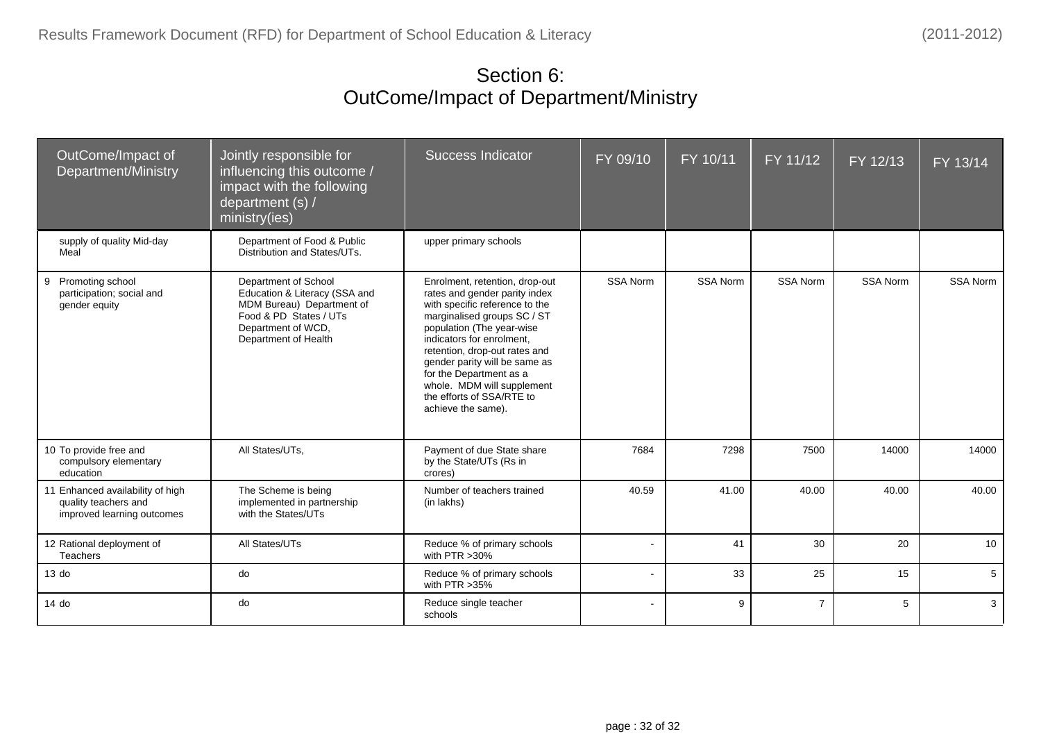# Section 6: OutCome/Impact of Department/Ministry

| OutCome/Impact of Department/Ministry | Jointly responsible for influencing this outcome / impact with the following department (s) / ministry(ies) | Success Indicator | FY 09/10 | FY 10/11 | FY 11/12 | FY 12/13 | FY 13/14 |
|---|---|---|---|---|---|---|---|
| supply of quality Mid-day Meal | Department of Food & Public Distribution and States/UTs. | upper primary schools | | | | | |
| 9 Promoting school participation; social and gender equity | Department of School Education & Literacy (SSA and MDM Bureau) Department of Food & PD States / UTs Department of WCD, Department of Health | Enrolment, retention, drop-out rates and gender parity index with specific reference to the marginalised groups SC / ST population (The year-wise indicators for enrolment, retention, drop-out rates and gender parity will be same as for the Department as a whole. MDM will supplement the efforts of SSA/RTE to achieve the same). | SSA Norm | SSA Norm | SSA Norm | SSA Norm | SSA Norm |
| 10 To provide free and compulsory elementary education | All States/UTs, | Payment of due State share by the State/UTs (Rs in crores) | 7684 | 7298 | 7500 | 14000 | 14000 |
| 11 Enhanced availability of high quality teachers and improved learning outcomes | The Scheme is being implemented in partnership with the States/UTs | Number of teachers trained (in lakhs) | 40.59 | 41.00 | 40.00 | 40.00 | 40.00 |
| 12 Rational deployment of Teachers | All States/UTs | Reduce % of primary schools with PTR >30% | - | 41 | 30 | 20 | 10 |
| 13 do | do | Reduce % of primary schools with PTR >35% | - | 33 | 25 | 15 | 5 |
| 14 do | do | Reduce single teacher schools | - | 9 | 7 | 5 | 3 |